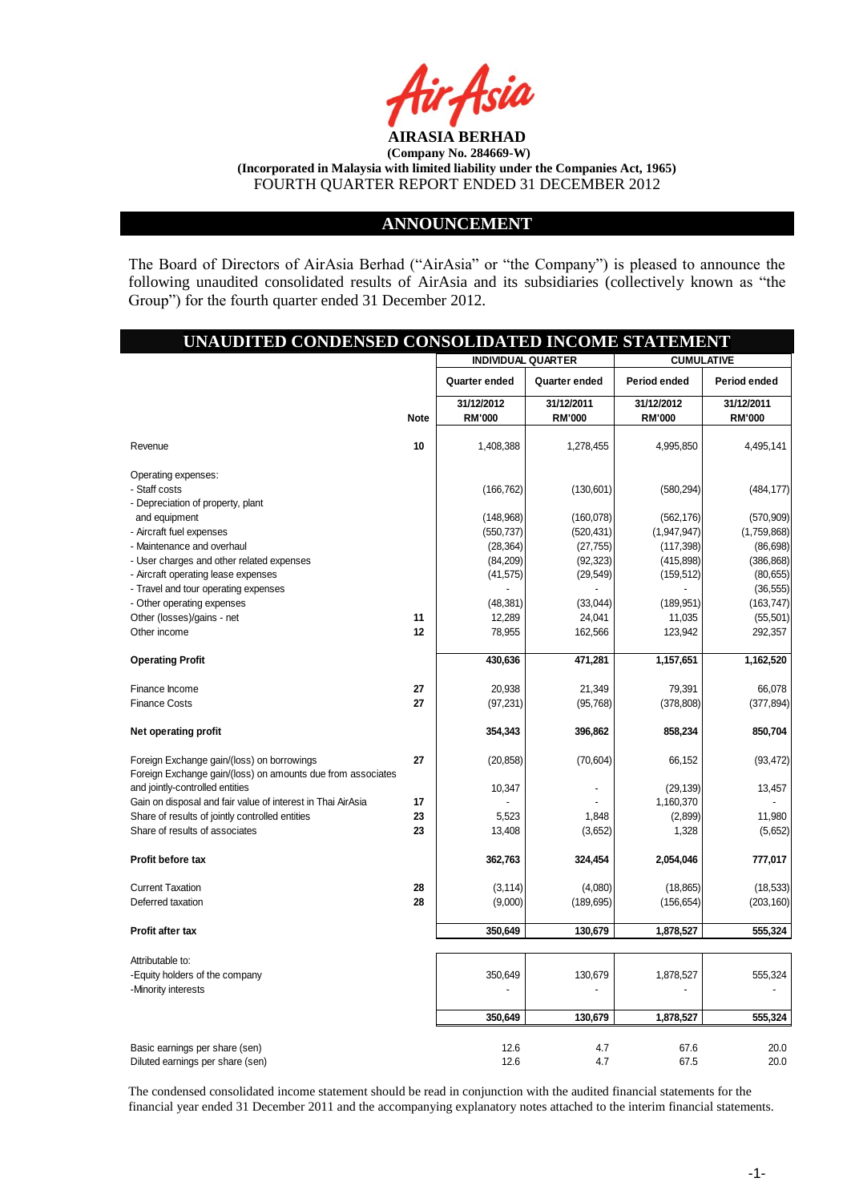**AIRASIA BERHAD**

**(Company No. 284669-W)**

**(Incorporated in Malaysia with limited liability under the Companies Act, 1965)**

FOURTH QUARTER REPORT ENDED 31 DECEMBER 2012

## ANNOUNCEMENT

The Board of Directors of AirAsia Berhad ("AirAsia" or "the Company") is pleased to announce the following unaudited consolidated results of AirAsia and its subsidiaries (collectively known as "the Group") for the fourth quarter ended 31 December 2012.

## UNAUDITED CONDENSED CONSOLIDATED INCOME STATEMENT

| | | INDIVIDUAL QUARTER | | CUMULATIVE | |
|---|---|---|---|---|---|
| | | Quarter ended | Quarter ended | Period ended | Period ended |
| | Note | 31/12/2012 RM'000 | 31/12/2011 RM'000 | 31/12/2012 RM'000 | 31/12/2011 RM'000 |
| Revenue | 10 | 1,408,388 | 1,278,455 | 4,995,850 | 4,495,141 |
| Operating expenses: | | | | | |
| - Staff costs | | (166,762) | (130,601) | (580,294) | (484,177) |
| - Depreciation of property, plant and equipment | | (148,968) | (160,078) | (562,176) | (570,909) |
| - Aircraft fuel expenses | | (550,737) | (520,431) | (1,947,947) | (1,759,868) |
| - Maintenance and overhaul | | (28,364) | (27,755) | (117,398) | (86,698) |
| - User charges and other related expenses | | (84,209) | (92,323) | (415,898) | (386,868) |
| - Aircraft operating lease expenses | | (41,575) | (29,549) | (159,512) | (80,655) |
| - Travel and tour operating expenses | | - | - | - | (36,555) |
| - Other operating expenses | | (48,381) | (33,044) | (189,951) | (163,747) |
| Other (losses)/gains - net | 11 | 12,289 | 24,041 | 11,035 | (55,501) |
| Other income | 12 | 78,955 | 162,566 | 123,942 | 292,357 |
| **Operating Profit** | | 430,636 | 471,281 | 1,157,651 | 1,162,520 |
| Finance Income | 27 | 20,938 | 21,349 | 79,391 | 66,078 |
| Finance Costs | 27 | (97,231) | (95,768) | (378,808) | (377,894) |
| **Net operating profit** | | 354,343 | 396,862 | 858,234 | 850,704 |
| Foreign Exchange gain/(loss) on borrowings | 27 | (20,858) | (70,604) | 66,152 | (93,472) |
| Foreign Exchange gain/(loss) on amounts due from associates and jointly-controlled entities | | 10,347 | - | (29,139) | 13,457 |
| Gain on disposal and fair value of interest in Thai AirAsia | 17 | - | - | 1,160,370 | - |
| Share of results of jointly controlled entities | 23 | 5,523 | 1,848 | (2,899) | 11,980 |
| Share of results of associates | 23 | 13,408 | (3,652) | 1,328 | (5,652) |
| **Profit before tax** | | 362,763 | 324,454 | 2,054,046 | 777,017 |
| Current Taxation | 28 | (3,114) | (4,080) | (18,865) | (18,533) |
| Deferred taxation | 28 | (9,000) | (189,695) | (156,654) | (203,160) |
| **Profit after tax** | | **350,649** | **130,679** | **1,878,527** | **555,324** |
| Attributable to: | | | | | |
| -Equity holders of the company | | 350,649 | 130,679 | 1,878,527 | 555,324 |
| -Minority interests | | - | - | - | - |
| | | **350,649** | **130,679** | **1,878,527** | **555,324** |
| Basic earnings per share (sen) | | 12.6 | 4.7 | 67.6 | 20.0 |
| Diluted earnings per share (sen) | | 12.6 | 4.7 | 67.5 | 20.0 |

The condensed consolidated income statement should be read in conjunction with the audited financial statements for the financial year ended 31 December 2011 and the accompanying explanatory notes attached to the interim financial statements.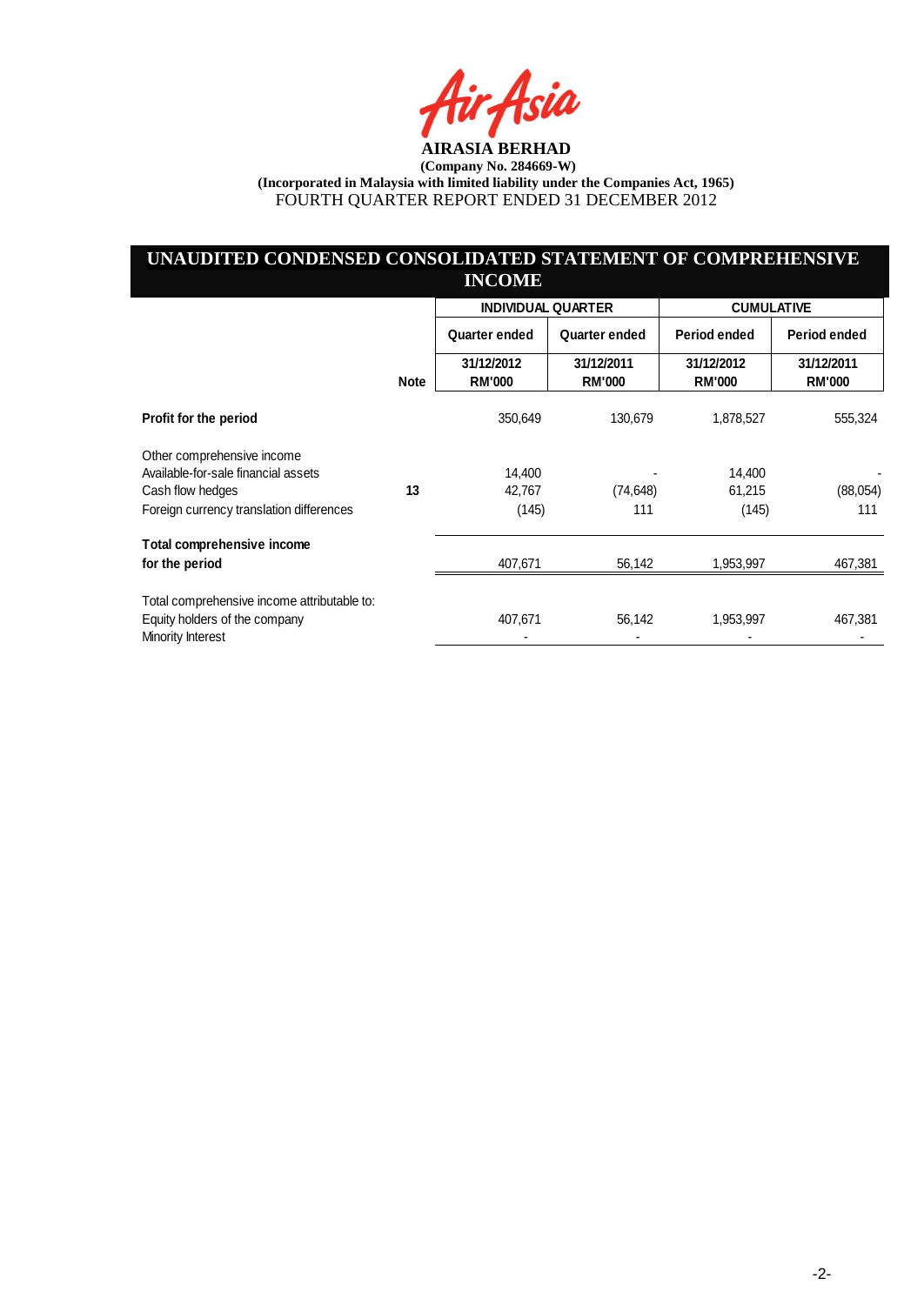**AIRASIA BERHAD**
**(Company No. 284669-W)**
**(Incorporated in Malaysia with limited liability under the Companies Act, 1965)**
FOURTH QUARTER REPORT ENDED 31 DECEMBER 2012

## UNAUDITED CONDENSED CONSOLIDATED STATEMENT OF COMPREHENSIVE INCOME

| | Note | INDIVIDUAL QUARTER | | CUMULATIVE | |
|---|---|---|---|---|---|
| | | Quarter ended | Quarter ended | Period ended | Period ended |
| | | 31/12/2012 RM'000 | 31/12/2011 RM'000 | 31/12/2012 RM'000 | 31/12/2011 RM'000 |
| **Profit for the period** | | 350,649 | 130,679 | 1,878,527 | 555,324 |
| Other comprehensive income | | | | | |
| Available-for-sale financial assets | | 14,400 | - | 14,400 | - |
| Cash flow hedges | 13 | 42,767 | (74,648) | 61,215 | (88,054) |
| Foreign currency translation differences | | (145) | 111 | (145) | 111 |
| **Total comprehensive income for the period** | | 407,671 | 56,142 | 1,953,997 | 467,381 |
| Total comprehensive income attributable to: | | | | | |
| Equity holders of the company | | 407,671 | 56,142 | 1,953,997 | 467,381 |
| Minority Interest | | - | - | - | - |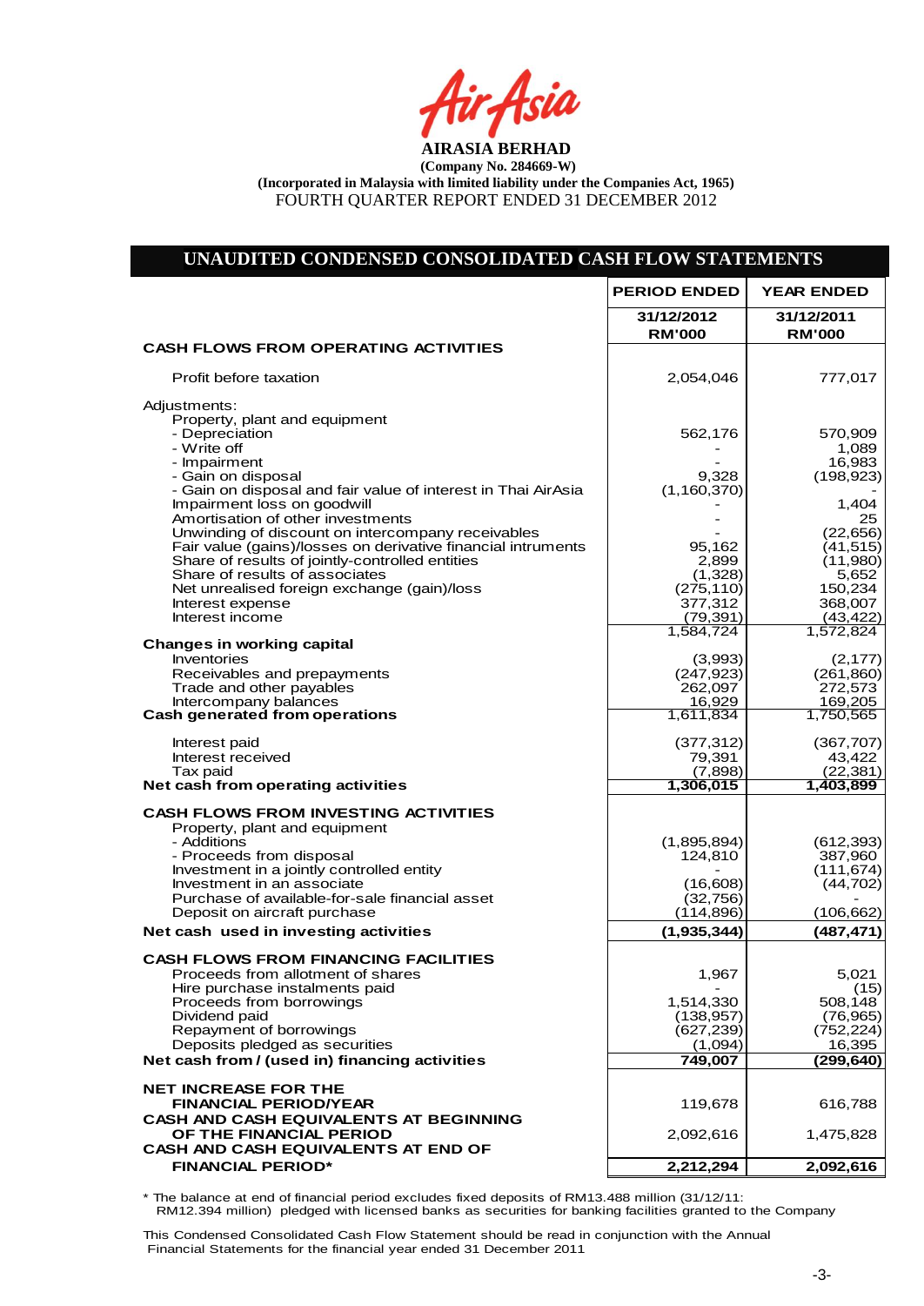**AIRASIA BERHAD**

**(Company No. 284669-W)**

**(Incorporated in Malaysia with limited liability under the Companies Act, 1965)**

FOURTH QUARTER REPORT ENDED 31 DECEMBER 2012

## UNAUDITED CONDENSED CONSOLIDATED CASH FLOW STATEMENTS

| | PERIOD ENDED | YEAR ENDED |
|---|---|---|
| | 31/12/2012 RM'000 | 31/12/2011 RM'000 |
| **CASH FLOWS FROM OPERATING ACTIVITIES** | | |
| Profit before taxation | 2,054,046 | 777,017 |
| Adjustments: | | |
| Property, plant and equipment | | |
| - Depreciation | 562,176 | 570,909 |
| - Write off | - | 1,089 |
| - Impairment | - | 16,983 |
| - Gain on disposal | 9,328 | (198,923) |
| - Gain on disposal and fair value of interest in Thai AirAsia | (1,160,370) | - |
| Impairment loss on goodwill | - | 1,404 |
| Amortisation of other investments | - | 25 |
| Unwinding of discount on intercompany receivables | - | (22,656) |
| Fair value (gains)/losses on derivative financial intruments | 95,162 | (41,515) |
| Share of results of jointly-controlled entities | 2,899 | (11,980) |
| Share of results of associates | (1,328) | 5,652 |
| Net unrealised foreign exchange (gain)/loss | (275,110) | 150,234 |
| Interest expense | 377,312 | 368,007 |
| Interest income | (79,391) | (43,422) |
| | 1,584,724 | 1,572,824 |
| **Changes in working capital** | | |
| Inventories | (3,993) | (2,177) |
| Receivables and prepayments | (247,923) | (261,860) |
| Trade and other payables | 262,097 | 272,573 |
| Intercompany balances | 16,929 | 169,205 |
| **Cash generated from operations** | 1,611,834 | 1,750,565 |
| Interest paid | (377,312) | (367,707) |
| Interest received | 79,391 | 43,422 |
| Tax paid | (7,898) | (22,381) |
| **Net cash from operating activities** | **1,306,015** | **1,403,899** |
| **CASH FLOWS FROM INVESTING ACTIVITIES** | | |
| Property, plant and equipment | | |
| - Additions | (1,895,894) | (612,393) |
| - Proceeds from disposal | 124,810 | 387,960 |
| Investment in a jointly controlled entity | - | (111,674) |
| Investment in an associate | (16,608) | (44,702) |
| Purchase of available-for-sale financial asset | (32,756) | - |
| Deposit on aircraft purchase | (114,896) | (106,662) |
| **Net cash used in investing activities** | **(1,935,344)** | **(487,471)** |
| **CASH FLOWS FROM FINANCING FACILITIES** | | |
| Proceeds from allotment of shares | 1,967 | 5,021 |
| Hire purchase instalments paid | - | (15) |
| Proceeds from borrowings | 1,514,330 | 508,148 |
| Dividend paid | (138,957) | (76,965) |
| Repayment of borrowings | (627,239) | (752,224) |
| Deposits pledged as securities | (1,094) | 16,395 |
| **Net cash from / (used in) financing activities** | **749,007** | **(299,640)** |
| **NET INCREASE FOR THE FINANCIAL PERIOD/YEAR** | 119,678 | 616,788 |
| **CASH AND CASH EQUIVALENTS AT BEGINNING OF THE FINANCIAL PERIOD** | 2,092,616 | 1,475,828 |
| **CASH AND CASH EQUIVALENTS AT END OF FINANCIAL PERIOD*** | **2,212,294** | **2,092,616** |

\* The balance at end of financial period excludes fixed deposits of RM13.488 million (31/12/11: RM12.394 million) pledged with licensed banks as securities for banking facilities granted to the Company

This Condensed Consolidated Cash Flow Statement should be read in conjunction with the Annual Financial Statements for the financial year ended 31 December 2011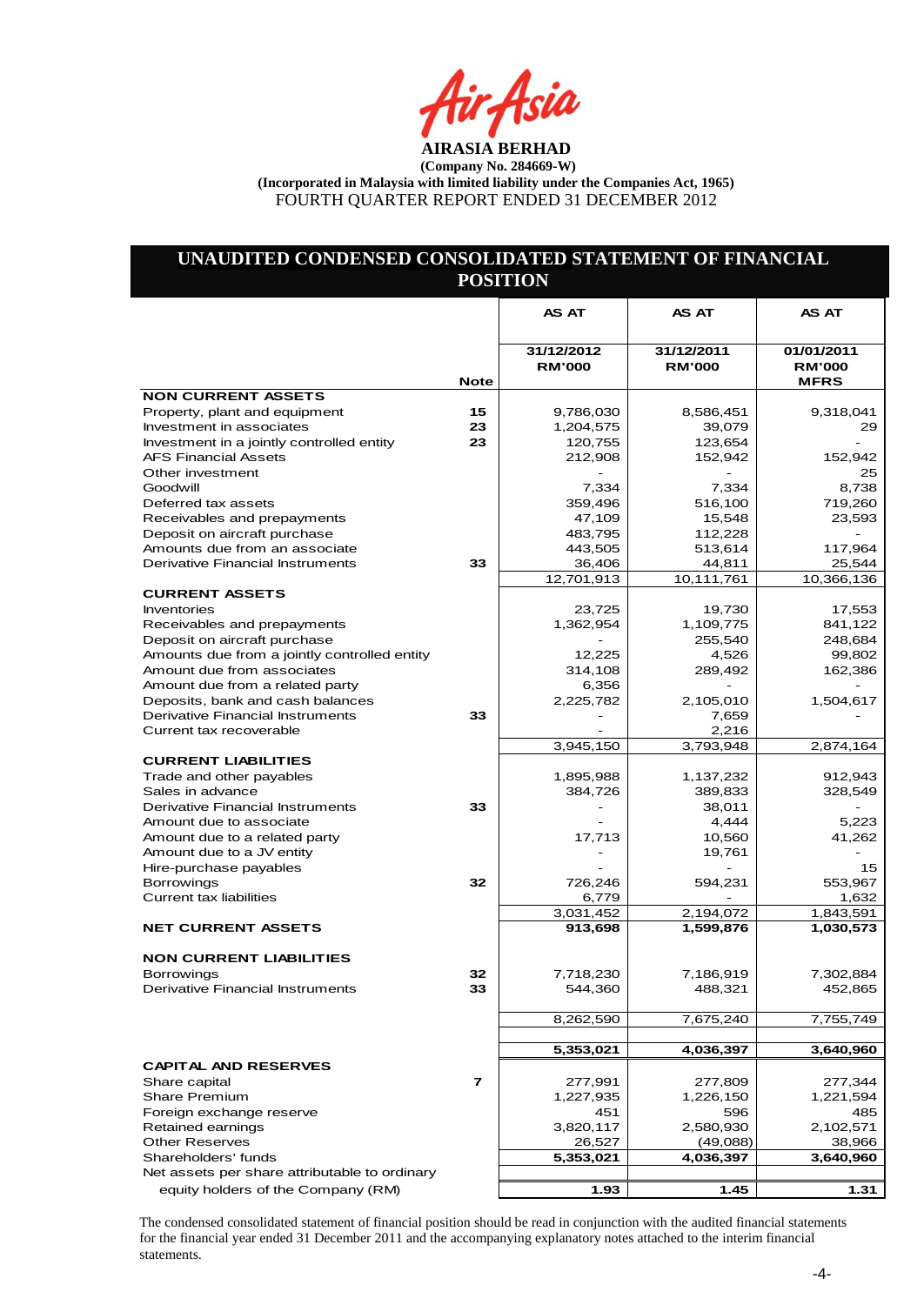AIRASIA BERHAD

(Company No. 284669-W)

(Incorporated in Malaysia with limited liability under the Companies Act, 1965)

FOURTH QUARTER REPORT ENDED 31 DECEMBER 2012

## UNAUDITED CONDENSED CONSOLIDATED STATEMENT OF FINANCIAL POSITION

| | Note | AS AT 31/12/2012 RM'000 | AS AT 31/12/2011 RM'000 | AS AT 01/01/2011 RM'000 MFRS |
|---|---|---|---|---|
| **NON CURRENT ASSETS** | | | | |
| Property, plant and equipment | 15 | 9,786,030 | 8,586,451 | 9,318,041 |
| Investment in associates | 23 | 1,204,575 | 39,079 | 29 |
| Investment in a jointly controlled entity | 23 | 120,755 | 123,654 | - |
| AFS Financial Assets | | 212,908 | 152,942 | 152,942 |
| Other investment | | - | - | 25 |
| Goodwill | | 7,334 | 7,334 | 8,738 |
| Deferred tax assets | | 359,496 | 516,100 | 719,260 |
| Receivables and prepayments | | 47,109 | 15,548 | 23,593 |
| Deposit on aircraft purchase | | 483,795 | 112,228 | - |
| Amounts due from an associate | | 443,505 | 513,614 | 117,964 |
| Derivative Financial Instruments | 33 | 36,406 | 44,811 | 25,544 |
| | | 12,701,913 | 10,111,761 | 10,366,136 |
| **CURRENT ASSETS** | | | | |
| Inventories | | 23,725 | 19,730 | 17,553 |
| Receivables and prepayments | | 1,362,954 | 1,109,775 | 841,122 |
| Deposit on aircraft purchase | | - | 255,540 | 248,684 |
| Amounts due from a jointly controlled entity | | 12,225 | 4,526 | 99,802 |
| Amount due from associates | | 314,108 | 289,492 | 162,386 |
| Amount due from a related party | | 6,356 | - | - |
| Deposits, bank and cash balances | | 2,225,782 | 2,105,010 | 1,504,617 |
| Derivative Financial Instruments | 33 | - | 7,659 | - |
| Current tax recoverable | | - | 2,216 | |
| | | 3,945,150 | 3,793,948 | 2,874,164 |
| **CURRENT LIABILITIES** | | | | |
| Trade and other payables | | 1,895,988 | 1,137,232 | 912,943 |
| Sales in advance | | 384,726 | 389,833 | 328,549 |
| Derivative Financial Instruments | 33 | - | 38,011 | - |
| Amount due to associate | | - | 4,444 | 5,223 |
| Amount due to a related party | | 17,713 | 10,560 | 41,262 |
| Amount due to a JV entity | | - | 19,761 | - |
| Hire-purchase payables | | - | - | 15 |
| Borrowings | 32 | 726,246 | 594,231 | 553,967 |
| Current tax liabilities | | 6,779 | - | 1,632 |
| | | 3,031,452 | 2,194,072 | 1,843,591 |
| **NET CURRENT ASSETS** | | **913,698** | **1,599,876** | **1,030,573** |
| **NON CURRENT LIABILITIES** | | | | |
| Borrowings | 32 | 7,718,230 | 7,186,919 | 7,302,884 |
| Derivative Financial Instruments | 33 | 544,360 | 488,321 | 452,865 |
| | | 8,262,590 | 7,675,240 | 7,755,749 |
| | | **5,353,021** | **4,036,397** | **3,640,960** |
| **CAPITAL AND RESERVES** | | | | |
| Share capital | 7 | 277,991 | 277,809 | 277,344 |
| Share Premium | | 1,227,935 | 1,226,150 | 1,221,594 |
| Foreign exchange reserve | | 451 | 596 | 485 |
| Retained earnings | | 3,820,117 | 2,580,930 | 2,102,571 |
| Other Reserves | | 26,527 | (49,088) | 38,966 |
| Shareholders' funds | | **5,353,021** | **4,036,397** | **3,640,960** |
| Net assets per share attributable to ordinary equity holders of the Company (RM) | | **1.93** | **1.45** | **1.31** |

The condensed consolidated statement of financial position should be read in conjunction with the audited financial statements for the financial year ended 31 December 2011 and the accompanying explanatory notes attached to the interim financial statements.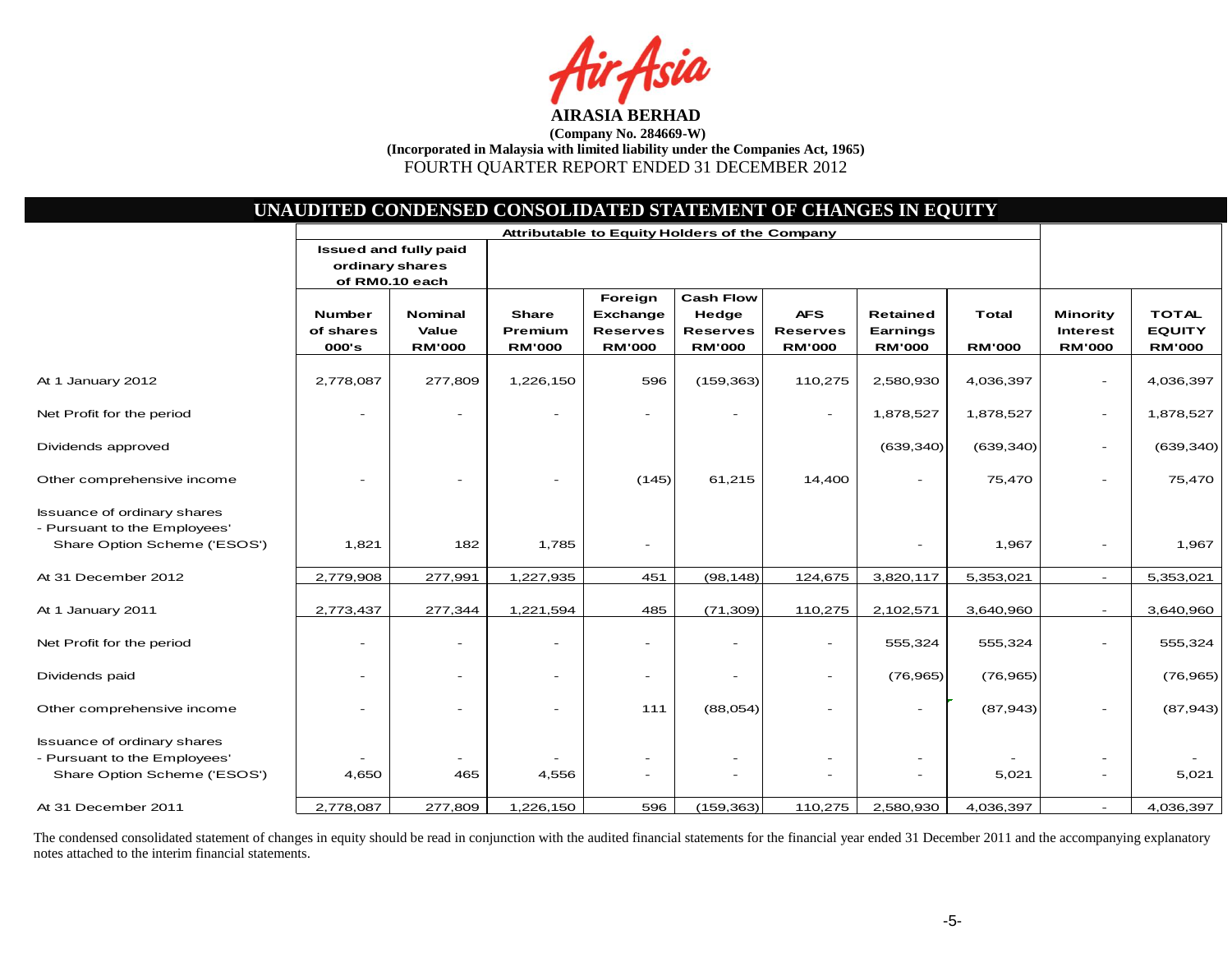**AIRASIA BERHAD**

**(Company No. 284669-W)**

**(Incorporated in Malaysia with limited liability under the Companies Act, 1965)**

FOURTH QUARTER REPORT ENDED 31 DECEMBER 2012

## UNAUDITED CONDENSED CONSOLIDATED STATEMENT OF CHANGES IN EQUITY

| | Attributable to Equity Holders of the Company | | | | | | | | | |
|---|---|---|---|---|---|---|---|---|---|---|
| | Issued and fully paid ordinary shares of RM0.10 each | | | | | | | | | |
| | Number of shares 000's | Nominal Value RM'000 | Share Premium RM'000 | Foreign Exchange Reserves RM'000 | Cash Flow Hedge Reserves RM'000 | AFS Reserves RM'000 | Retained Earnings RM'000 | Total RM'000 | Minority Interest RM'000 | TOTAL EQUITY RM'000 |
| At 1 January 2012 | 2,778,087 | 277,809 | 1,226,150 | 596 | (159,363) | 110,275 | 2,580,930 | 4,036,397 | - | 4,036,397 |
| Net Profit for the period | - | - | - | - | - | - | 1,878,527 | 1,878,527 | - | 1,878,527 |
| Dividends approved | | | | | | | (639,340) | (639,340) | - | (639,340) |
| Other comprehensive income | - | - | - | (145) | 61,215 | 14,400 | - | 75,470 | - | 75,470 |
| Issuance of ordinary shares - Pursuant to the Employees' Share Option Scheme ('ESOS') | 1,821 | 182 | 1,785 | - | | | - | 1,967 | - | 1,967 |
| At 31 December 2012 | 2,779,908 | 277,991 | 1,227,935 | 451 | (98,148) | 124,675 | 3,820,117 | 5,353,021 | - | 5,353,021 |
| At 1 January 2011 | 2,773,437 | 277,344 | 1,221,594 | 485 | (71,309) | 110,275 | 2,102,571 | 3,640,960 | - | 3,640,960 |
| Net Profit for the period | - | - | - | - | - | - | 555,324 | 555,324 | - | 555,324 |
| Dividends paid | - | - | - | - | - | - | (76,965) | (76,965) | | (76,965) |
| Other comprehensive income | - | - | - | 111 | (88,054) | - | - | (87,943) | - | (87,943) |
| Issuance of ordinary shares - Pursuant to the Employees' Share Option Scheme ('ESOS') | 4,650 | 465 | 4,556 | - | - | - | - | 5,021 | - | 5,021 |
| At 31 December 2011 | 2,778,087 | 277,809 | 1,226,150 | 596 | (159,363) | 110,275 | 2,580,930 | 4,036,397 | - | 4,036,397 |

The condensed consolidated statement of changes in equity should be read in conjunction with the audited financial statements for the financial year ended 31 December 2011 and the accompanying explanatory notes attached to the interim financial statements.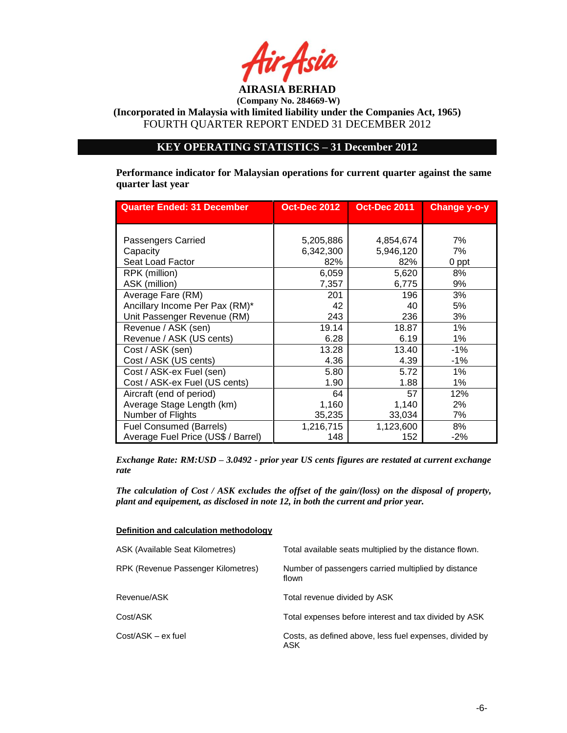**AIRASIA BERHAD**

**(Company No. 284669-W)**

**(Incorporated in Malaysia with limited liability under the Companies Act, 1965)**

FOURTH QUARTER REPORT ENDED 31 DECEMBER 2012

## KEY OPERATING STATISTICS – 31 December 2012

**Performance indicator for Malaysian operations for current quarter against the same quarter last year**

| Quarter Ended: 31 December | Oct-Dec 2012 | Oct-Dec 2011 | Change y-o-y |
|---|---|---|---|
| Passengers Carried | 5,205,886 | 4,854,674 | 7% |
| Capacity | 6,342,300 | 5,946,120 | 7% |
| Seat Load Factor | 82% | 82% | 0 ppt |
| RPK (million) | 6,059 | 5,620 | 8% |
| ASK (million) | 7,357 | 6,775 | 9% |
| Average Fare (RM) | 201 | 196 | 3% |
| Ancillary Income Per Pax (RM)* | 42 | 40 | 5% |
| Unit Passenger Revenue (RM) | 243 | 236 | 3% |
| Revenue / ASK (sen) | 19.14 | 18.87 | 1% |
| Revenue / ASK (US cents) | 6.28 | 6.19 | 1% |
| Cost / ASK (sen) | 13.28 | 13.40 | -1% |
| Cost / ASK (US cents) | 4.36 | 4.39 | -1% |
| Cost / ASK-ex Fuel (sen) | 5.80 | 5.72 | 1% |
| Cost / ASK-ex Fuel (US cents) | 1.90 | 1.88 | 1% |
| Aircraft (end of period) | 64 | 57 | 12% |
| Average Stage Length (km) | 1,160 | 1,140 | 2% |
| Number of Flights | 35,235 | 33,034 | 7% |
| Fuel Consumed (Barrels) | 1,216,715 | 1,123,600 | 8% |
| Average Fuel Price (US$ / Barrel) | 148 | 152 | -2% |

***Exchange Rate: RM:USD – 3.0492 - prior year US cents figures are restated at current exchange rate***

***The calculation of Cost / ASK excludes the offset of the gain/(loss) on the disposal of property, plant and equipement, as disclosed in note 12, in both the current and prior year.***

**Definition and calculation methodology**

| | |
|---|---|
| ASK (Available Seat Kilometres) | Total available seats multiplied by the distance flown. |
| RPK (Revenue Passenger Kilometres) | Number of passengers carried multiplied by distance flown |
| Revenue/ASK | Total revenue divided by ASK |
| Cost/ASK | Total expenses before interest and tax divided by ASK |
| Cost/ASK – ex fuel | Costs, as defined above, less fuel expenses, divided by ASK |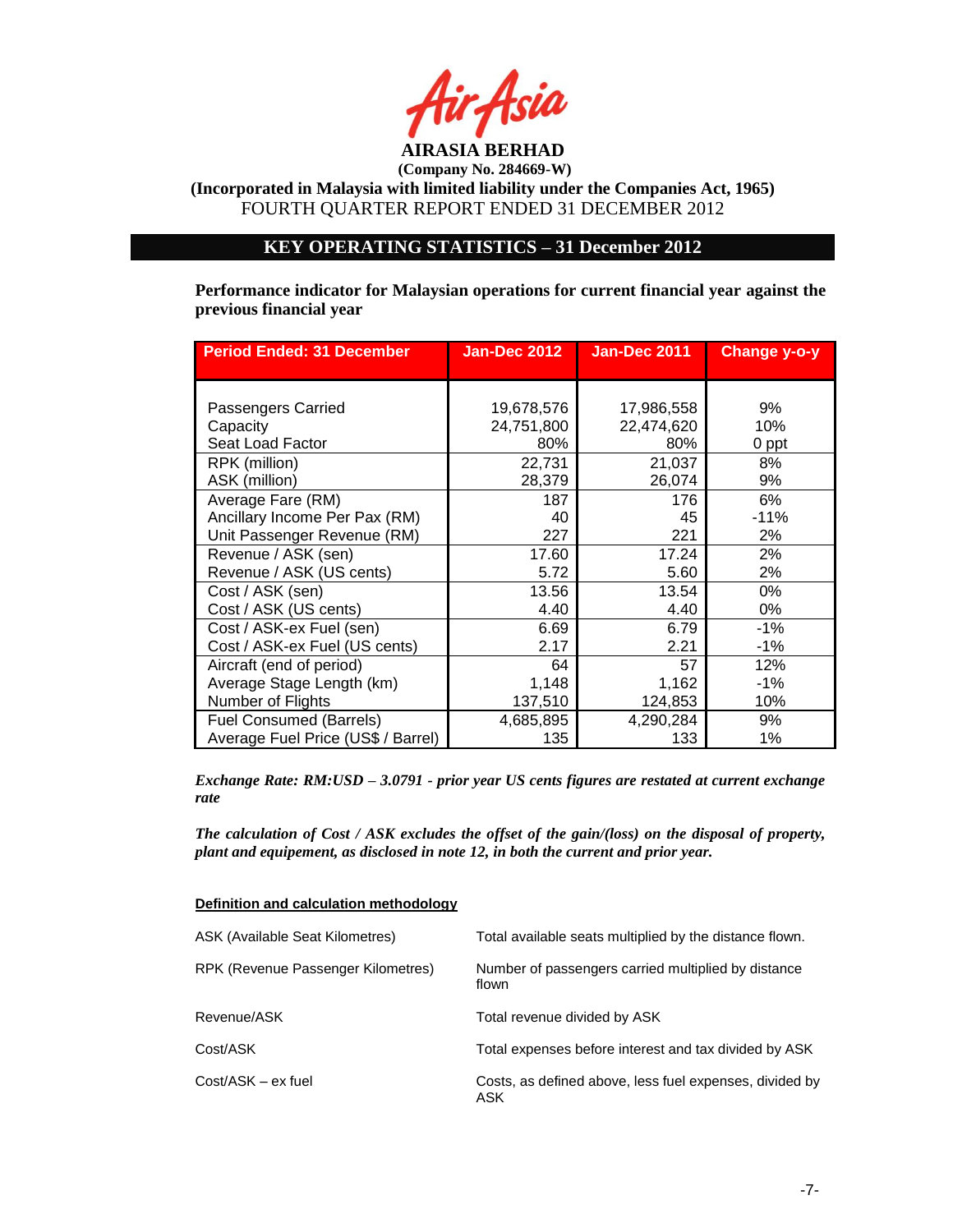**AIRASIA BERHAD**

**(Company No. 284669-W)**

**(Incorporated in Malaysia with limited liability under the Companies Act, 1965)**

FOURTH QUARTER REPORT ENDED 31 DECEMBER 2012

## KEY OPERATING STATISTICS – 31 December 2012

**Performance indicator for Malaysian operations for current financial year against the previous financial year**

| Period Ended: 31 December | Jan-Dec 2012 | Jan-Dec 2011 | Change y-o-y |
|---|---|---|---|
| Passengers Carried | 19,678,576 | 17,986,558 | 9% |
| Capacity | 24,751,800 | 22,474,620 | 10% |
| Seat Load Factor | 80% | 80% | 0 ppt |
| RPK (million) | 22,731 | 21,037 | 8% |
| ASK (million) | 28,379 | 26,074 | 9% |
| Average Fare (RM) | 187 | 176 | 6% |
| Ancillary Income Per Pax (RM) | 40 | 45 | -11% |
| Unit Passenger Revenue (RM) | 227 | 221 | 2% |
| Revenue / ASK (sen) | 17.60 | 17.24 | 2% |
| Revenue / ASK (US cents) | 5.72 | 5.60 | 2% |
| Cost / ASK (sen) | 13.56 | 13.54 | 0% |
| Cost / ASK (US cents) | 4.40 | 4.40 | 0% |
| Cost / ASK-ex Fuel (sen) | 6.69 | 6.79 | -1% |
| Cost / ASK-ex Fuel (US cents) | 2.17 | 2.21 | -1% |
| Aircraft (end of period) | 64 | 57 | 12% |
| Average Stage Length (km) | 1,148 | 1,162 | -1% |
| Number of Flights | 137,510 | 124,853 | 10% |
| Fuel Consumed (Barrels) | 4,685,895 | 4,290,284 | 9% |
| Average Fuel Price (US$ / Barrel) | 135 | 133 | 1% |

***Exchange Rate: RM:USD – 3.0791 - prior year US cents figures are restated at current exchange rate***

***The calculation of Cost / ASK excludes the offset of the gain/(loss) on the disposal of property, plant and equipement, as disclosed in note 12, in both the current and prior year.***

**Definition and calculation methodology**

| | |
|---|---|
| ASK (Available Seat Kilometres) | Total available seats multiplied by the distance flown. |
| RPK (Revenue Passenger Kilometres) | Number of passengers carried multiplied by distance flown |
| Revenue/ASK | Total revenue divided by ASK |
| Cost/ASK | Total expenses before interest and tax divided by ASK |
| Cost/ASK – ex fuel | Costs, as defined above, less fuel expenses, divided by ASK |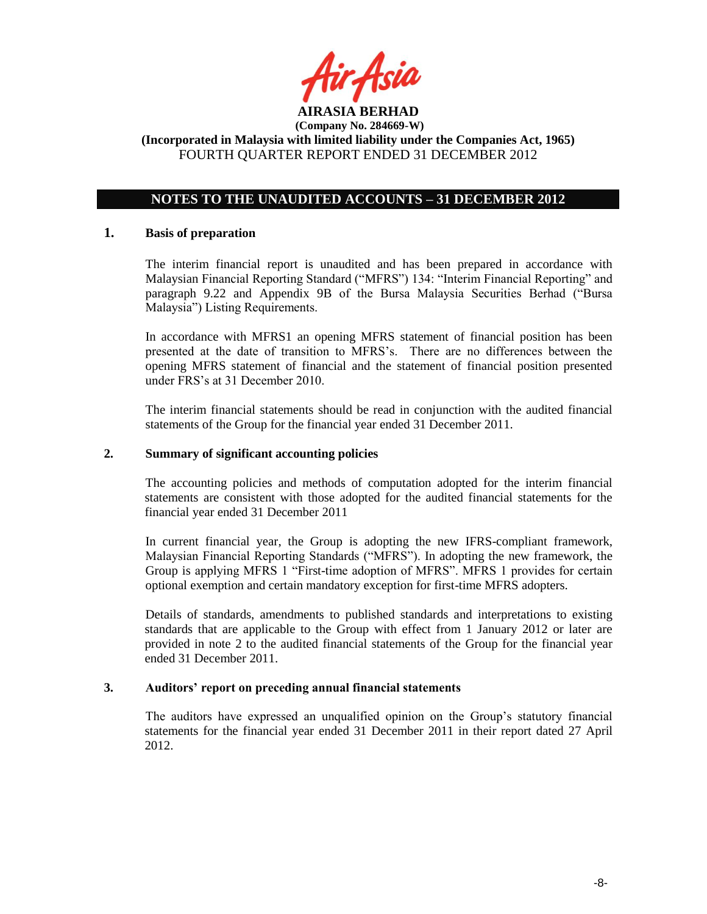**AIRASIA BERHAD**
**(Company No. 284669-W)**
**(Incorporated in Malaysia with limited liability under the Companies Act, 1965)**
FOURTH QUARTER REPORT ENDED 31 DECEMBER 2012

## NOTES TO THE UNAUDITED ACCOUNTS – 31 DECEMBER 2012

### 1. Basis of preparation

The interim financial report is unaudited and has been prepared in accordance with Malaysian Financial Reporting Standard ("MFRS") 134: "Interim Financial Reporting" and paragraph 9.22 and Appendix 9B of the Bursa Malaysia Securities Berhad ("Bursa Malaysia") Listing Requirements.

In accordance with MFRS1 an opening MFRS statement of financial position has been presented at the date of transition to MFRS's. There are no differences between the opening MFRS statement of financial and the statement of financial position presented under FRS's at 31 December 2010.

The interim financial statements should be read in conjunction with the audited financial statements of the Group for the financial year ended 31 December 2011.

### 2. Summary of significant accounting policies

The accounting policies and methods of computation adopted for the interim financial statements are consistent with those adopted for the audited financial statements for the financial year ended 31 December 2011

In current financial year, the Group is adopting the new IFRS-compliant framework, Malaysian Financial Reporting Standards ("MFRS"). In adopting the new framework, the Group is applying MFRS 1 "First-time adoption of MFRS". MFRS 1 provides for certain optional exemption and certain mandatory exception for first-time MFRS adopters.

Details of standards, amendments to published standards and interpretations to existing standards that are applicable to the Group with effect from 1 January 2012 or later are provided in note 2 to the audited financial statements of the Group for the financial year ended 31 December 2011.

### 3. Auditors' report on preceding annual financial statements

The auditors have expressed an unqualified opinion on the Group's statutory financial statements for the financial year ended 31 December 2011 in their report dated 27 April 2012.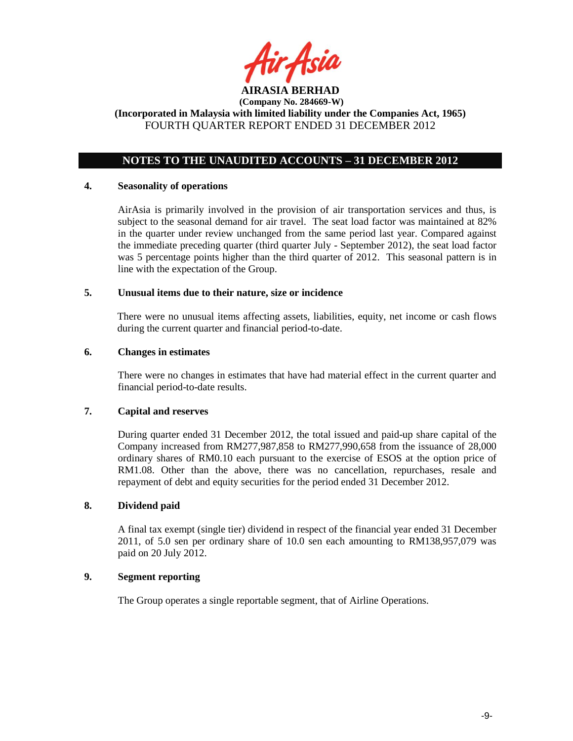# NOTES TO THE UNAUDITED ACCOUNTS – 31 DECEMBER 2012

## 4. Seasonality of operations

AirAsia is primarily involved in the provision of air transportation services and thus, is subject to the seasonal demand for air travel. The seat load factor was maintained at 82% in the quarter under review unchanged from the same period last year. Compared against the immediate preceding quarter (third quarter July - September 2012), the seat load factor was 5 percentage points higher than the third quarter of 2012. This seasonal pattern is in line with the expectation of the Group.

## 5. Unusual items due to their nature, size or incidence

There were no unusual items affecting assets, liabilities, equity, net income or cash flows during the current quarter and financial period-to-date.

## 6. Changes in estimates

There were no changes in estimates that have had material effect in the current quarter and financial period-to-date results.

## 7. Capital and reserves

During quarter ended 31 December 2012, the total issued and paid-up share capital of the Company increased from RM277,987,858 to RM277,990,658 from the issuance of 28,000 ordinary shares of RM0.10 each pursuant to the exercise of ESOS at the option price of RM1.08. Other than the above, there was no cancellation, repurchases, resale and repayment of debt and equity securities for the period ended 31 December 2012.

## 8. Dividend paid

A final tax exempt (single tier) dividend in respect of the financial year ended 31 December 2011, of 5.0 sen per ordinary share of 10.0 sen each amounting to RM138,957,079 was paid on 20 July 2012.

## 9. Segment reporting

The Group operates a single reportable segment, that of Airline Operations.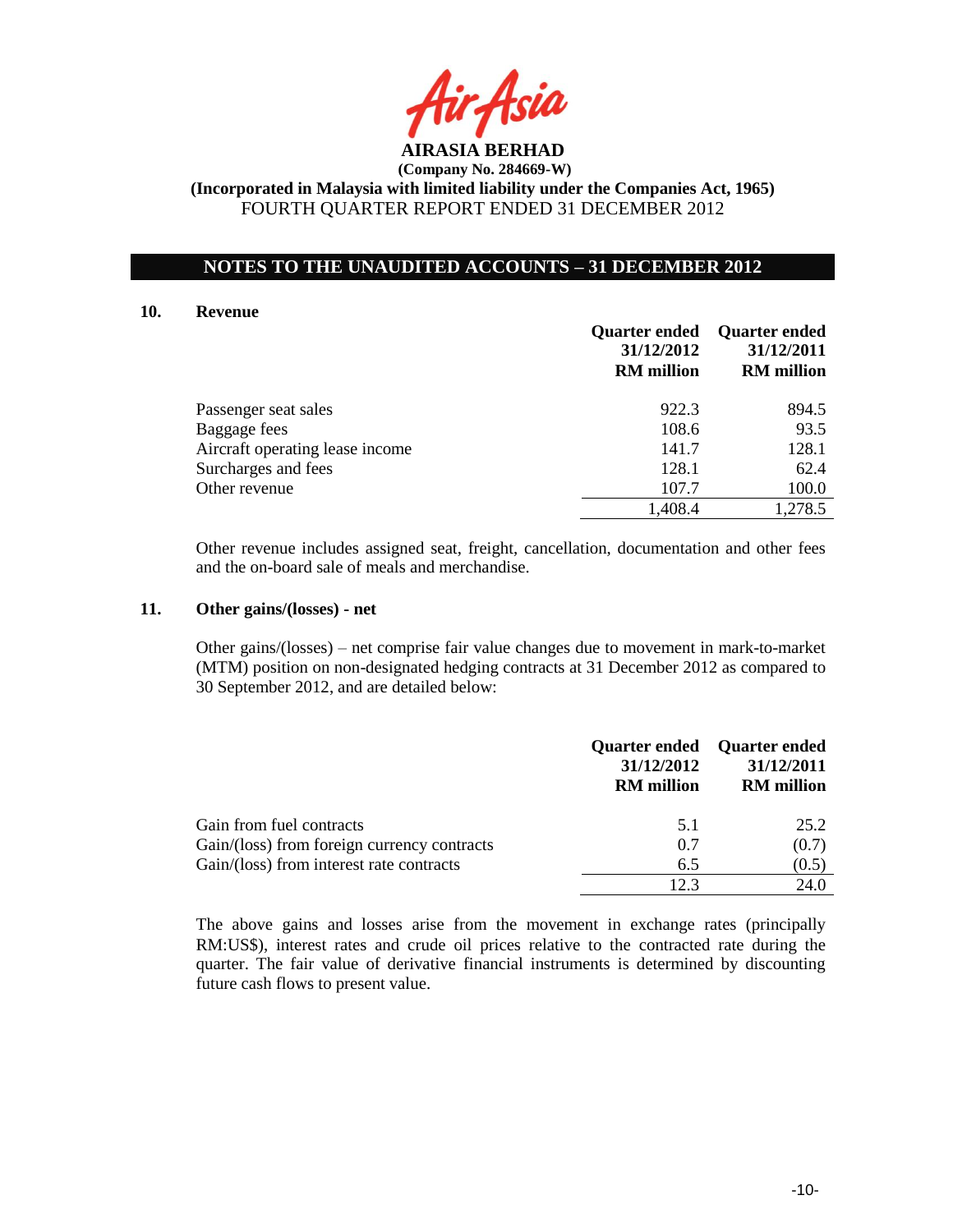**AIRASIA BERHAD**
**(Company No. 284669-W)**
**(Incorporated in Malaysia with limited liability under the Companies Act, 1965)**
FOURTH QUARTER REPORT ENDED 31 DECEMBER 2012

## NOTES TO THE UNAUDITED ACCOUNTS – 31 DECEMBER 2012

### 10. Revenue

| | Quarter ended 31/12/2012 RM million | Quarter ended 31/12/2011 RM million |
|---|---|---|
| Passenger seat sales | 922.3 | 894.5 |
| Baggage fees | 108.6 | 93.5 |
| Aircraft operating lease income | 141.7 | 128.1 |
| Surcharges and fees | 128.1 | 62.4 |
| Other revenue | 107.7 | 100.0 |
| | 1,408.4 | 1,278.5 |

Other revenue includes assigned seat, freight, cancellation, documentation and other fees and the on-board sale of meals and merchandise.

### 11. Other gains/(losses) - net

Other gains/(losses) – net comprise fair value changes due to movement in mark-to-market (MTM) position on non-designated hedging contracts at 31 December 2012 as compared to 30 September 2012, and are detailed below:

| | Quarter ended 31/12/2012 RM million | Quarter ended 31/12/2011 RM million |
|---|---|---|
| Gain from fuel contracts | 5.1 | 25.2 |
| Gain/(loss) from foreign currency contracts | 0.7 | (0.7) |
| Gain/(loss) from interest rate contracts | 6.5 | (0.5) |
| | 12.3 | 24.0 |

The above gains and losses arise from the movement in exchange rates (principally RM:US$), interest rates and crude oil prices relative to the contracted rate during the quarter. The fair value of derivative financial instruments is determined by discounting future cash flows to present value.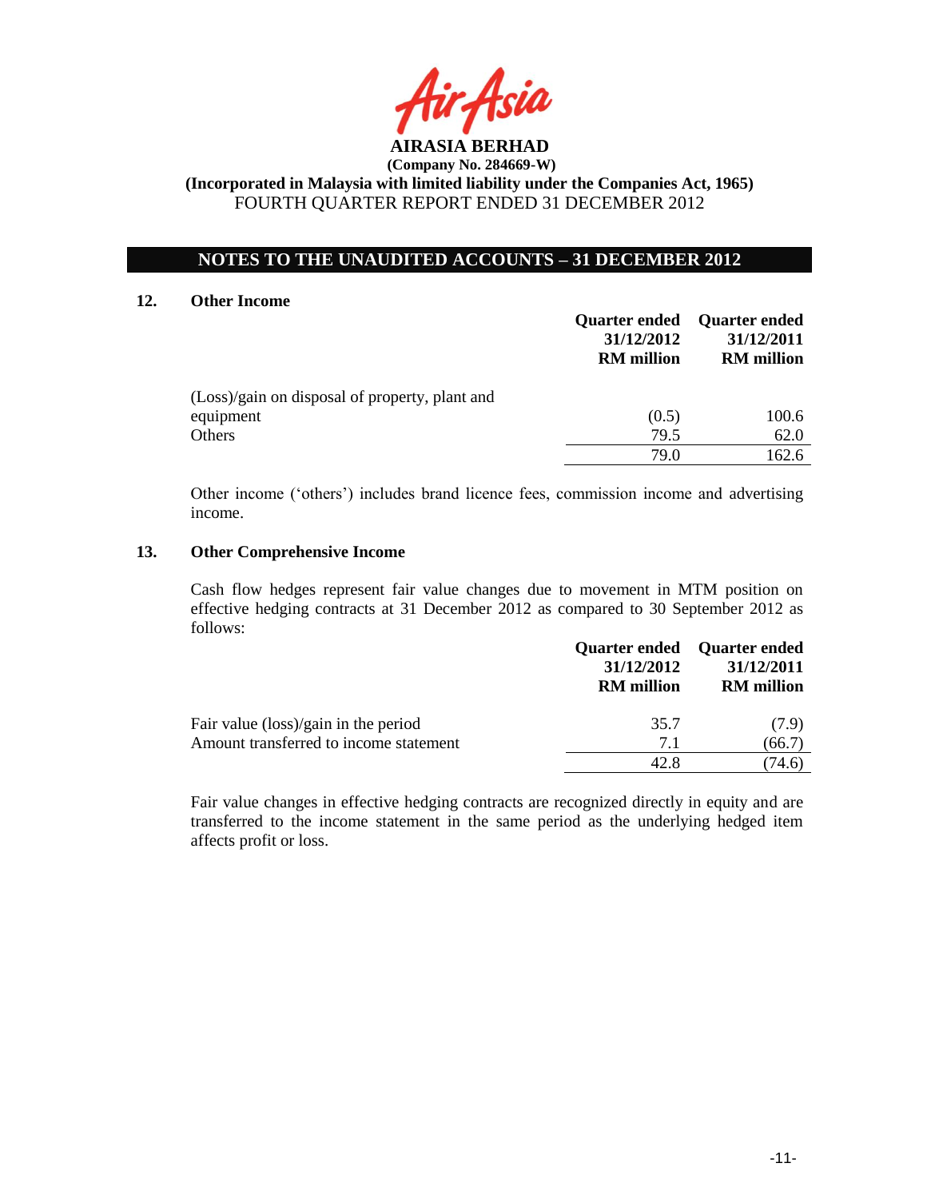**AIRASIA BERHAD**
**(Company No. 284669-W)**
**(Incorporated in Malaysia with limited liability under the Companies Act, 1965)**
FOURTH QUARTER REPORT ENDED 31 DECEMBER 2012

## NOTES TO THE UNAUDITED ACCOUNTS – 31 DECEMBER 2012

### 12. Other Income

| | Quarter ended 31/12/2012 RM million | Quarter ended 31/12/2011 RM million |
|---|---|---|
| (Loss)/gain on disposal of property, plant and equipment | (0.5) | 100.6 |
| Others | 79.5 | 62.0 |
| | 79.0 | 162.6 |

Other income ('others') includes brand licence fees, commission income and advertising income.

### 13. Other Comprehensive Income

Cash flow hedges represent fair value changes due to movement in MTM position on effective hedging contracts at 31 December 2012 as compared to 30 September 2012 as follows:

| | Quarter ended 31/12/2012 RM million | Quarter ended 31/12/2011 RM million |
|---|---|---|
| Fair value (loss)/gain in the period | 35.7 | (7.9) |
| Amount transferred to income statement | 7.1 | (66.7) |
| | 42.8 | (74.6) |

Fair value changes in effective hedging contracts are recognized directly in equity and are transferred to the income statement in the same period as the underlying hedged item affects profit or loss.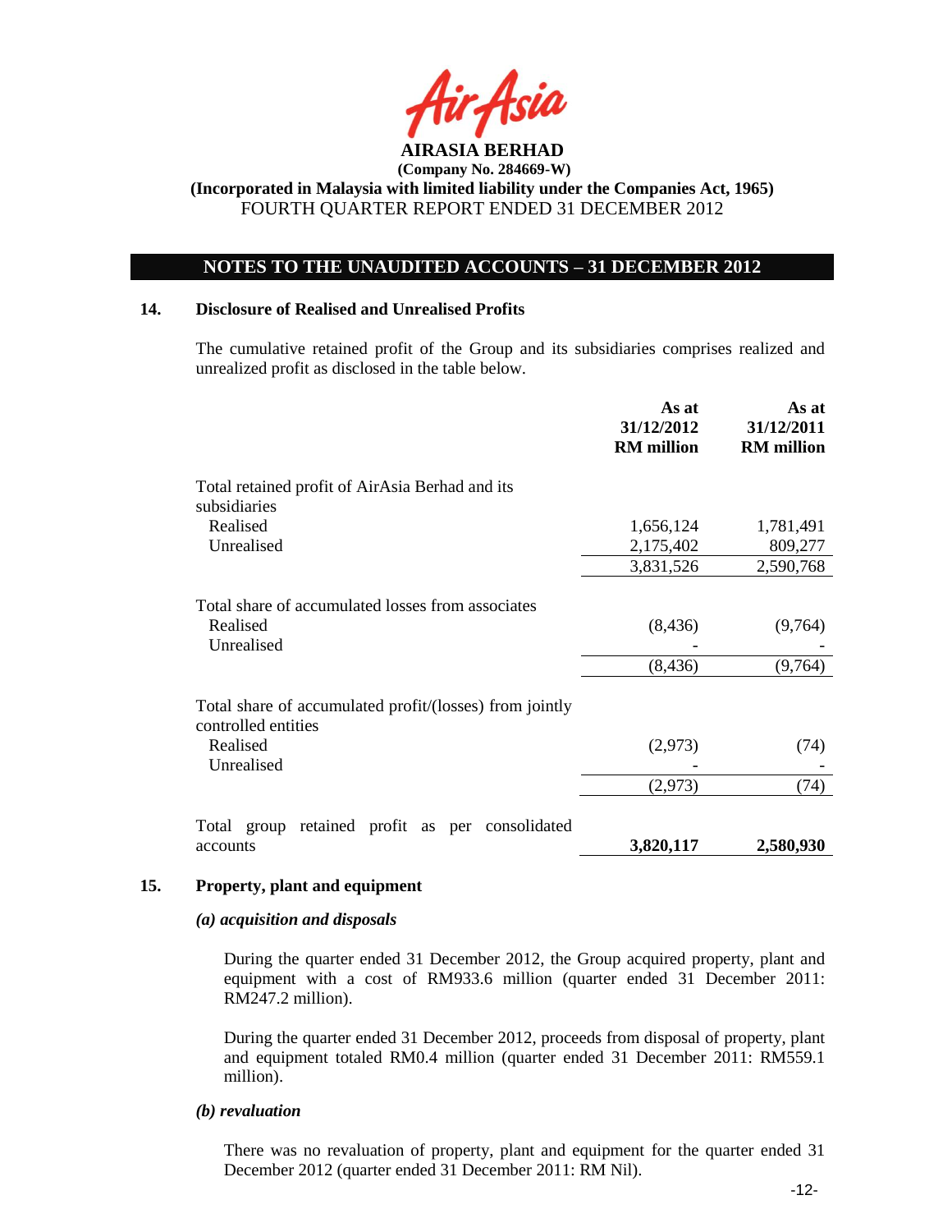**AIRASIA BERHAD**
**(Company No. 284669-W)**
**(Incorporated in Malaysia with limited liability under the Companies Act, 1965)**
FOURTH QUARTER REPORT ENDED 31 DECEMBER 2012

## NOTES TO THE UNAUDITED ACCOUNTS – 31 DECEMBER 2012

### 14. Disclosure of Realised and Unrealised Profits

The cumulative retained profit of the Group and its subsidiaries comprises realized and unrealized profit as disclosed in the table below.

| | As at 31/12/2012 RM million | As at 31/12/2011 RM million |
|---|---|---|
| Total retained profit of AirAsia Berhad and its subsidiaries | | |
| Realised | 1,656,124 | 1,781,491 |
| Unrealised | 2,175,402 | 809,277 |
| | 3,831,526 | 2,590,768 |
| Total share of accumulated losses from associates | | |
| Realised | (8,436) | (9,764) |
| Unrealised | - | - |
| | (8,436) | (9,764) |
| Total share of accumulated profit/(losses) from jointly controlled entities | | |
| Realised | (2,973) | (74) |
| Unrealised | - | - |
| | (2,973) | (74) |
| Total group retained profit as per consolidated accounts | **3,820,117** | **2,580,930** |

### 15. Property, plant and equipment

#### *(a) acquisition and disposals*

During the quarter ended 31 December 2012, the Group acquired property, plant and equipment with a cost of RM933.6 million (quarter ended 31 December 2011: RM247.2 million).

During the quarter ended 31 December 2012, proceeds from disposal of property, plant and equipment totaled RM0.4 million (quarter ended 31 December 2011: RM559.1 million).

#### *(b) revaluation*

There was no revaluation of property, plant and equipment for the quarter ended 31 December 2012 (quarter ended 31 December 2011: RM Nil).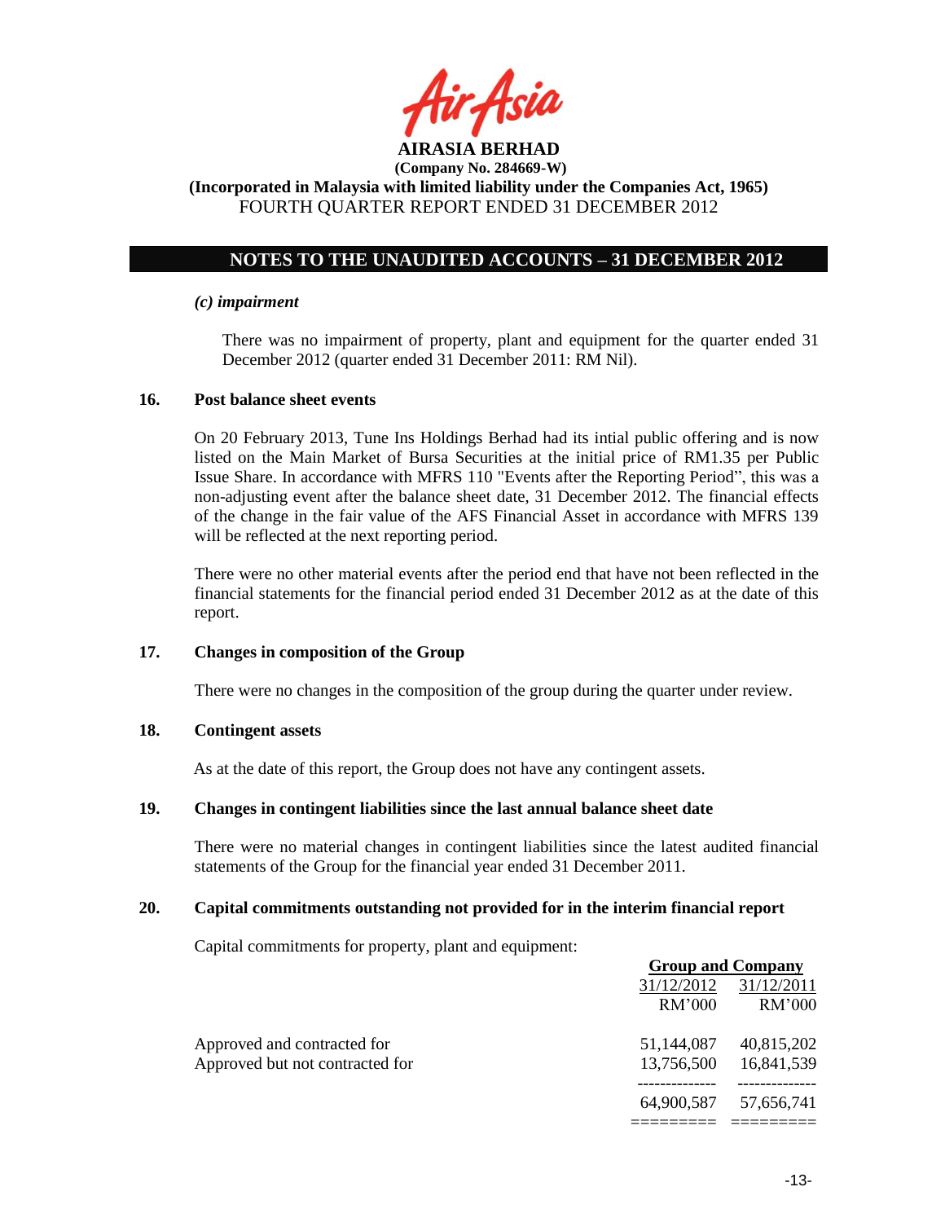# AIRASIA BERHAD

**(Company No. 284669-W)**

**(Incorporated in Malaysia with limited liability under the Companies Act, 1965)**

FOURTH QUARTER REPORT ENDED 31 DECEMBER 2012

## NOTES TO THE UNAUDITED ACCOUNTS – 31 DECEMBER 2012

***(c) impairment***

There was no impairment of property, plant and equipment for the quarter ended 31 December 2012 (quarter ended 31 December 2011: RM Nil).

### 16. Post balance sheet events

On 20 February 2013, Tune Ins Holdings Berhad had its intial public offering and is now listed on the Main Market of Bursa Securities at the initial price of RM1.35 per Public Issue Share. In accordance with MFRS 110 "Events after the Reporting Period", this was a non-adjusting event after the balance sheet date, 31 December 2012. The financial effects of the change in the fair value of the AFS Financial Asset in accordance with MFRS 139 will be reflected at the next reporting period.

There were no other material events after the period end that have not been reflected in the financial statements for the financial period ended 31 December 2012 as at the date of this report.

### 17. Changes in composition of the Group

There were no changes in the composition of the group during the quarter under review.

### 18. Contingent assets

As at the date of this report, the Group does not have any contingent assets.

### 19. Changes in contingent liabilities since the last annual balance sheet date

There were no material changes in contingent liabilities since the latest audited financial statements of the Group for the financial year ended 31 December 2011.

### 20. Capital commitments outstanding not provided for in the interim financial report

Capital commitments for property, plant and equipment:

| | Group and Company | |
|---|---|---|
| | 31/12/2012 | 31/12/2011 |
| | RM'000 | RM'000 |
| Approved and contracted for | 51,144,087 | 40,815,202 |
| Approved but not contracted for | 13,756,500 | 16,841,539 |
| | 64,900,587 | 57,656,741 |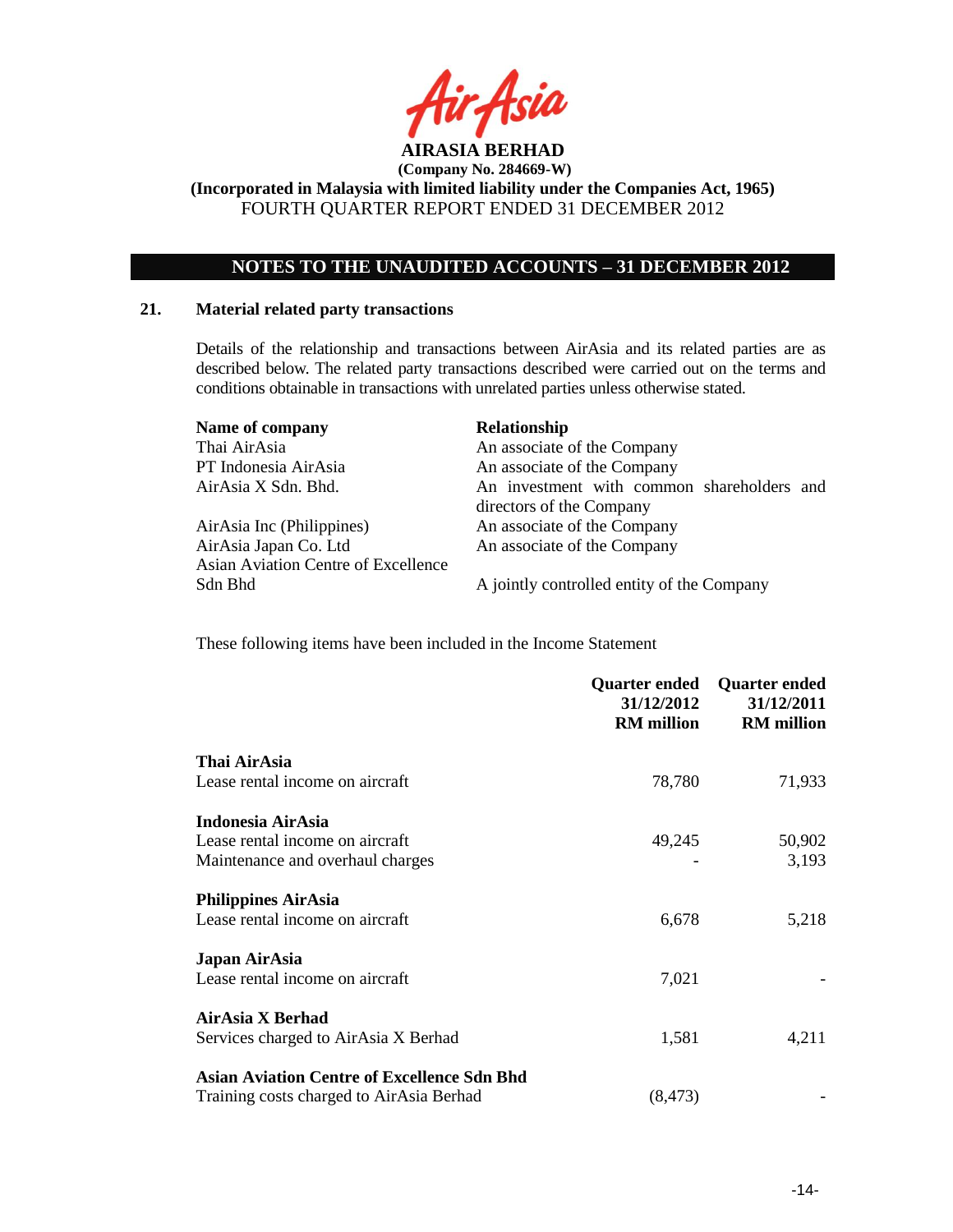**AIRASIA BERHAD**
**(Company No. 284669-W)**
**(Incorporated in Malaysia with limited liability under the Companies Act, 1965)**
FOURTH QUARTER REPORT ENDED 31 DECEMBER 2012

## NOTES TO THE UNAUDITED ACCOUNTS – 31 DECEMBER 2012

### 21. Material related party transactions

Details of the relationship and transactions between AirAsia and its related parties are as described below. The related party transactions described were carried out on the terms and conditions obtainable in transactions with unrelated parties unless otherwise stated.

| Name of company | Relationship |
|---|---|
| Thai AirAsia | An associate of the Company |
| PT Indonesia AirAsia | An associate of the Company |
| AirAsia X Sdn. Bhd. | An investment with common shareholders and directors of the Company |
| AirAsia Inc (Philippines) | An associate of the Company |
| AirAsia Japan Co. Ltd | An associate of the Company |
| Asian Aviation Centre of Excellence Sdn Bhd | A jointly controlled entity of the Company |

These following items have been included in the Income Statement

| | Quarter ended 31/12/2012 RM million | Quarter ended 31/12/2011 RM million |
|---|---|---|
| **Thai AirAsia** | | |
| Lease rental income on aircraft | 78,780 | 71,933 |
| **Indonesia AirAsia** | | |
| Lease rental income on aircraft | 49,245 | 50,902 |
| Maintenance and overhaul charges | - | 3,193 |
| **Philippines AirAsia** | | |
| Lease rental income on aircraft | 6,678 | 5,218 |
| **Japan AirAsia** | | |
| Lease rental income on aircraft | 7,021 | - |
| **AirAsia X Berhad** | | |
| Services charged to AirAsia X Berhad | 1,581 | 4,211 |
| **Asian Aviation Centre of Excellence Sdn Bhd** | | |
| Training costs charged to AirAsia Berhad | (8,473) | - |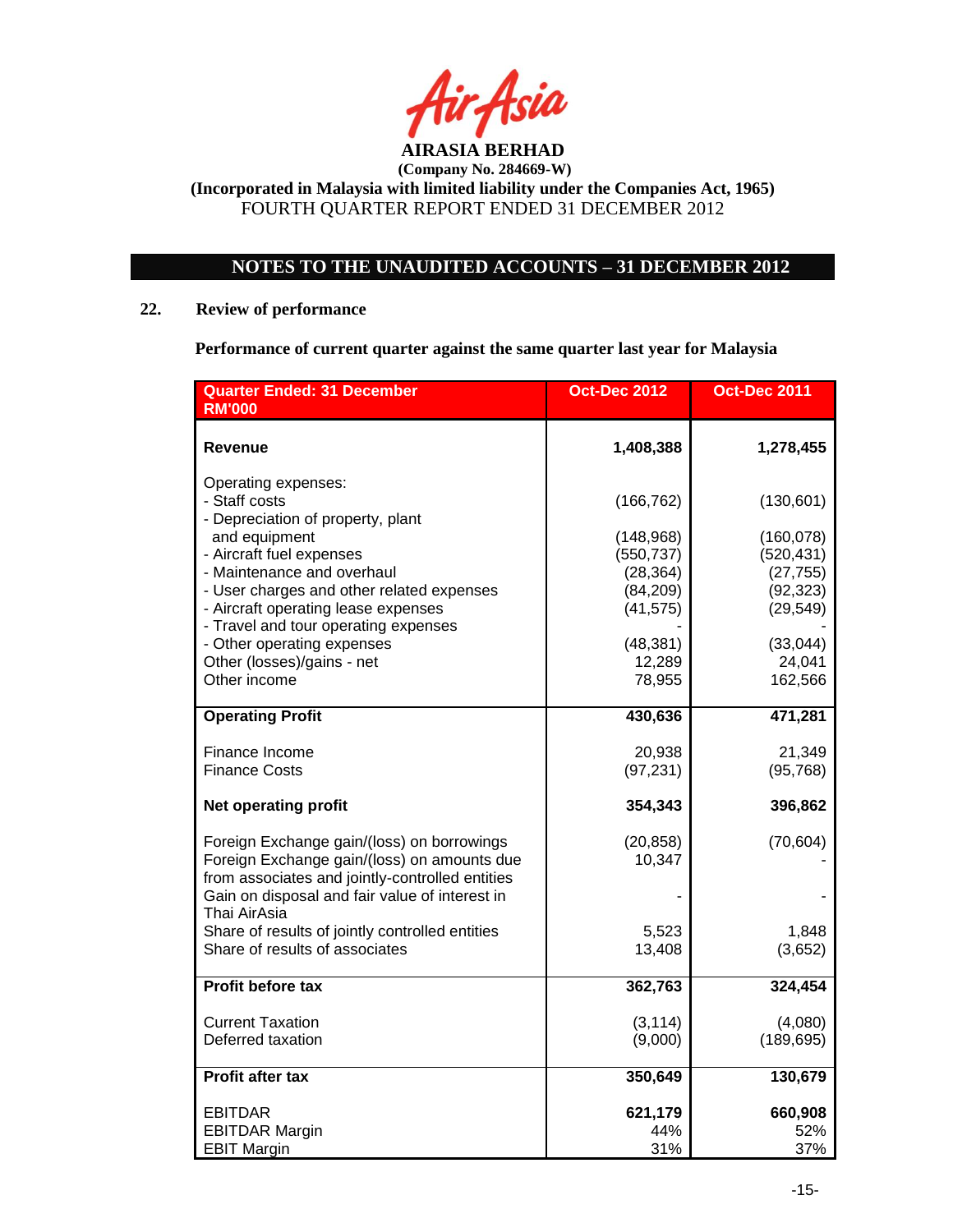**AIRASIA BERHAD**

**(Company No. 284669-W)**

**(Incorporated in Malaysia with limited liability under the Companies Act, 1965)**

FOURTH QUARTER REPORT ENDED 31 DECEMBER 2012

## NOTES TO THE UNAUDITED ACCOUNTS – 31 DECEMBER 2012

### 22. Review of performance

**Performance of current quarter against the same quarter last year for Malaysia**

| Quarter Ended: 31 December<br>RM'000 | Oct-Dec 2012 | Oct-Dec 2011 |
|---|---|---|
| **Revenue** | **1,408,388** | **1,278,455** |
| Operating expenses: | | |
| - Staff costs | (166,762) | (130,601) |
| - Depreciation of property, plant and equipment | (148,968) | (160,078) |
| - Aircraft fuel expenses | (550,737) | (520,431) |
| - Maintenance and overhaul | (28,364) | (27,755) |
| - User charges and other related expenses | (84,209) | (92,323) |
| - Aircraft operating lease expenses | (41,575) | (29,549) |
| - Travel and tour operating expenses | - | - |
| - Other operating expenses | (48,381) | (33,044) |
| Other (losses)/gains - net | 12,289 | 24,041 |
| Other income | 78,955 | 162,566 |
| **Operating Profit** | **430,636** | **471,281** |
| Finance Income | 20,938 | 21,349 |
| Finance Costs | (97,231) | (95,768) |
| **Net operating profit** | **354,343** | **396,862** |
| Foreign Exchange gain/(loss) on borrowings | (20,858) | (70,604) |
| Foreign Exchange gain/(loss) on amounts due from associates and jointly-controlled entities | 10,347 | - |
| Gain on disposal and fair value of interest in Thai AirAsia | - | - |
| Share of results of jointly controlled entities | 5,523 | 1,848 |
| Share of results of associates | 13,408 | (3,652) |
| **Profit before tax** | **362,763** | **324,454** |
| Current Taxation | (3,114) | (4,080) |
| Deferred taxation | (9,000) | (189,695) |
| **Profit after tax** | **350,649** | **130,679** |
| EBITDAR | **621,179** | **660,908** |
| EBITDAR Margin | 44% | 52% |
| EBIT Margin | 31% | 37% |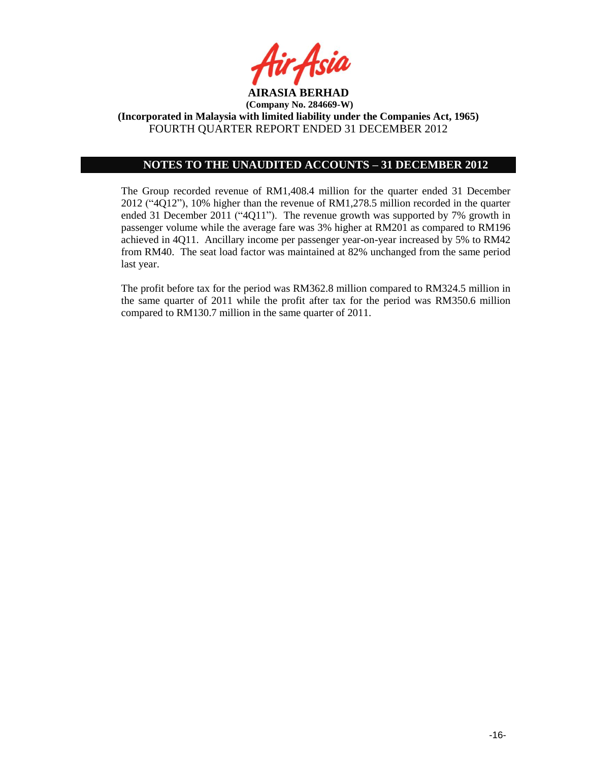**AIRASIA BERHAD**
**(Company No. 284669-W)**
**(Incorporated in Malaysia with limited liability under the Companies Act, 1965)**
FOURTH QUARTER REPORT ENDED 31 DECEMBER 2012

## NOTES TO THE UNAUDITED ACCOUNTS – 31 DECEMBER 2012

The Group recorded revenue of RM1,408.4 million for the quarter ended 31 December 2012 ("4Q12"), 10% higher than the revenue of RM1,278.5 million recorded in the quarter ended 31 December 2011 ("4Q11"). The revenue growth was supported by 7% growth in passenger volume while the average fare was 3% higher at RM201 as compared to RM196 achieved in 4Q11. Ancillary income per passenger year-on-year increased by 5% to RM42 from RM40. The seat load factor was maintained at 82% unchanged from the same period last year.

The profit before tax for the period was RM362.8 million compared to RM324.5 million in the same quarter of 2011 while the profit after tax for the period was RM350.6 million compared to RM130.7 million in the same quarter of 2011.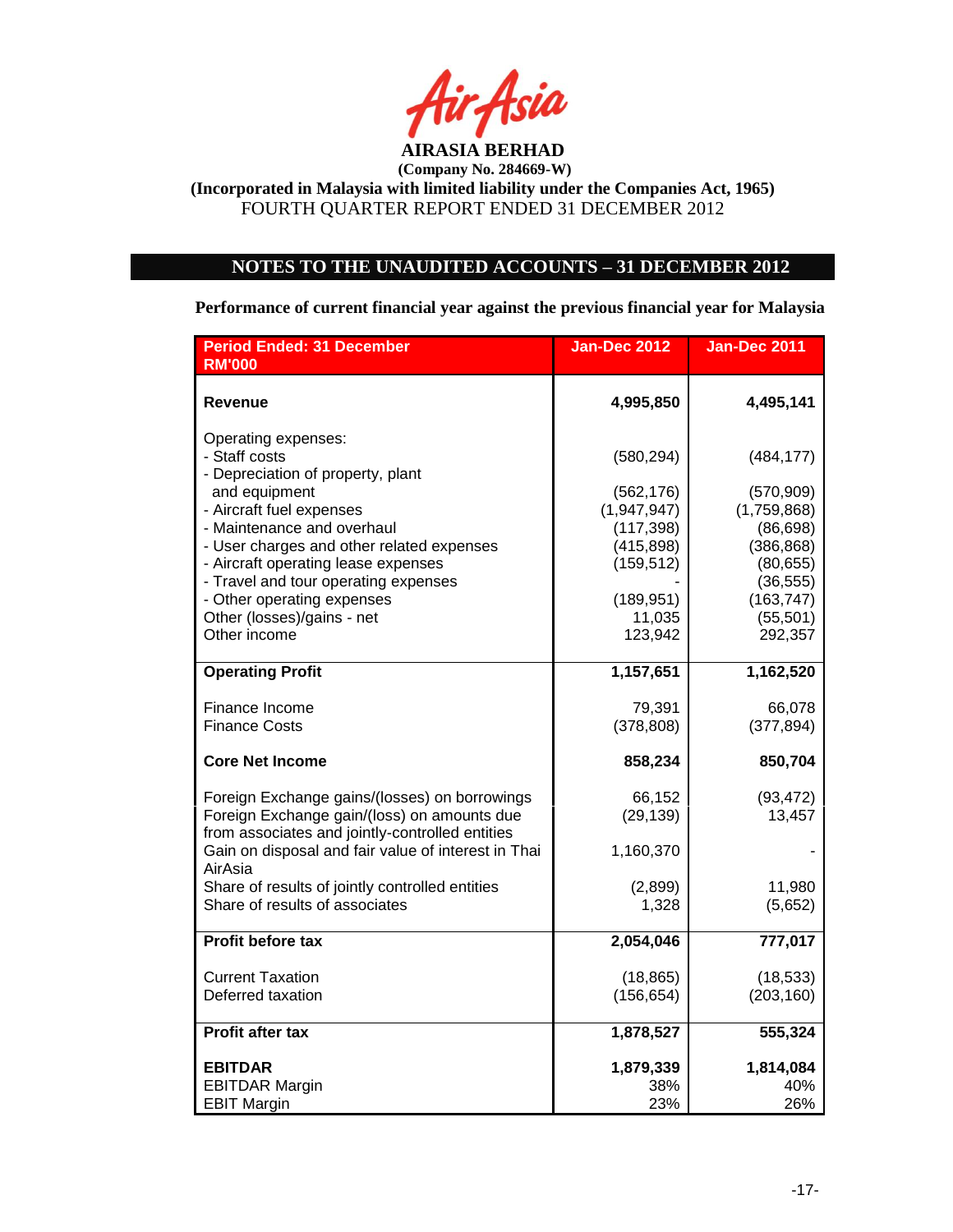**AIRASIA BERHAD**
**(Company No. 284669-W)**
**(Incorporated in Malaysia with limited liability under the Companies Act, 1965)**
FOURTH QUARTER REPORT ENDED 31 DECEMBER 2012

## NOTES TO THE UNAUDITED ACCOUNTS – 31 DECEMBER 2012

**Performance of current financial year against the previous financial year for Malaysia**

| Period Ended: 31 December RM'000 | Jan-Dec 2012 | Jan-Dec 2011 |
|---|---|---|
| **Revenue** | **4,995,850** | **4,495,141** |
| Operating expenses: | | |
| - Staff costs | (580,294) | (484,177) |
| - Depreciation of property, plant and equipment | (562,176) | (570,909) |
| - Aircraft fuel expenses | (1,947,947) | (1,759,868) |
| - Maintenance and overhaul | (117,398) | (86,698) |
| - User charges and other related expenses | (415,898) | (386,868) |
| - Aircraft operating lease expenses | (159,512) | (80,655) |
| - Travel and tour operating expenses | - | (36,555) |
| - Other operating expenses | (189,951) | (163,747) |
| Other (losses)/gains - net | 11,035 | (55,501) |
| Other income | 123,942 | 292,357 |
| **Operating Profit** | **1,157,651** | **1,162,520** |
| Finance Income | 79,391 | 66,078 |
| Finance Costs | (378,808) | (377,894) |
| **Core Net Income** | **858,234** | **850,704** |
| Foreign Exchange gains/(losses) on borrowings | 66,152 | (93,472) |
| Foreign Exchange gain/(loss) on amounts due from associates and jointly-controlled entities | (29,139) | 13,457 |
| Gain on disposal and fair value of interest in Thai AirAsia | 1,160,370 | - |
| Share of results of jointly controlled entities | (2,899) | 11,980 |
| Share of results of associates | 1,328 | (5,652) |
| **Profit before tax** | **2,054,046** | **777,017** |
| Current Taxation | (18,865) | (18,533) |
| Deferred taxation | (156,654) | (203,160) |
| **Profit after tax** | **1,878,527** | **555,324** |
| **EBITDAR** | **1,879,339** | **1,814,084** |
| EBITDAR Margin | 38% | 40% |
| EBIT Margin | 23% | 26% |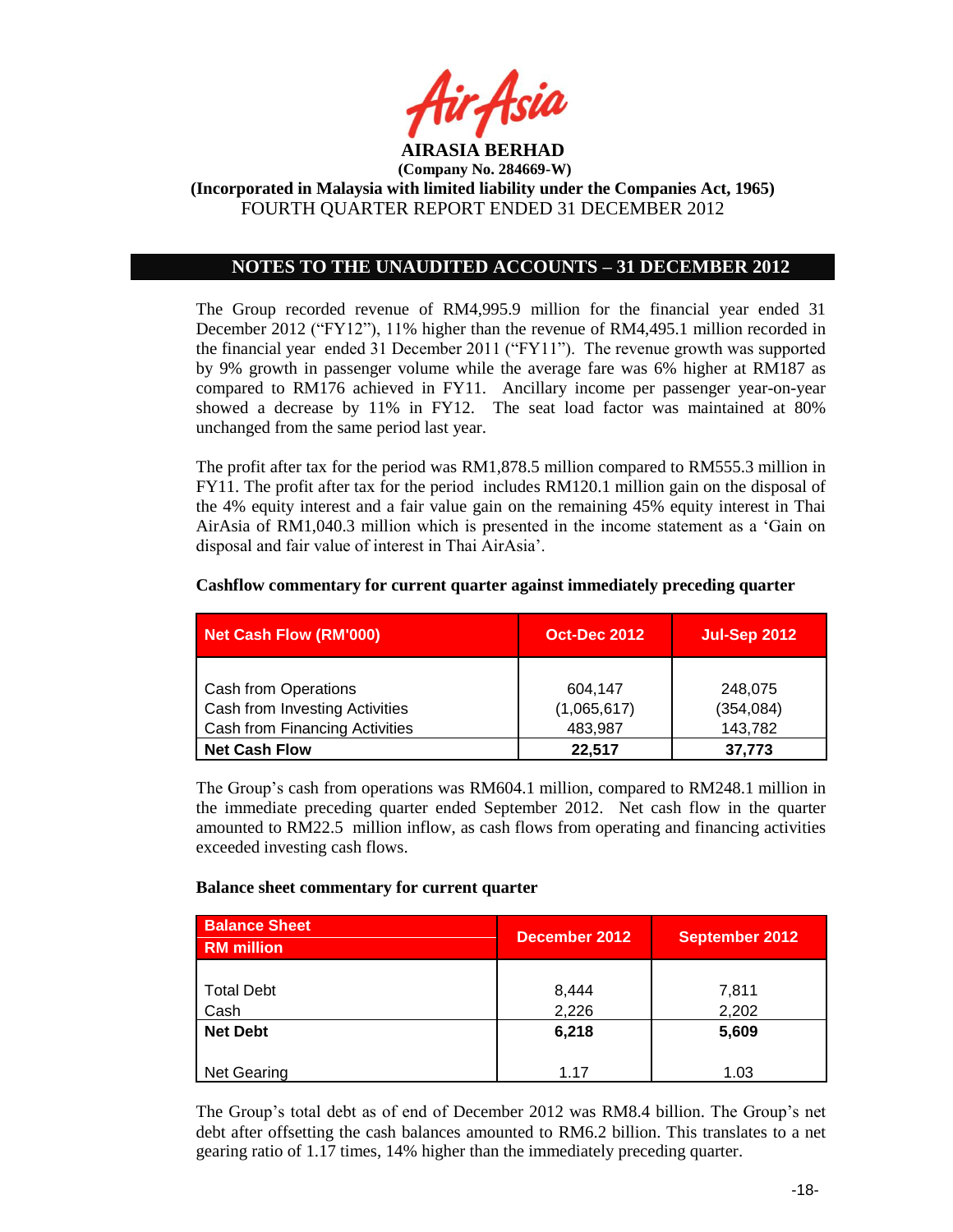AIRASIA BERHAD
(Company No. 284669-W)
(Incorporated in Malaysia with limited liability under the Companies Act, 1965)
FOURTH QUARTER REPORT ENDED 31 DECEMBER 2012

## NOTES TO THE UNAUDITED ACCOUNTS – 31 DECEMBER 2012

The Group recorded revenue of RM4,995.9 million for the financial year ended 31 December 2012 ("FY12"), 11% higher than the revenue of RM4,495.1 million recorded in the financial year ended 31 December 2011 ("FY11"). The revenue growth was supported by 9% growth in passenger volume while the average fare was 6% higher at RM187 as compared to RM176 achieved in FY11. Ancillary income per passenger year-on-year showed a decrease by 11% in FY12. The seat load factor was maintained at 80% unchanged from the same period last year.

The profit after tax for the period was RM1,878.5 million compared to RM555.3 million in FY11. The profit after tax for the period includes RM120.1 million gain on the disposal of the 4% equity interest and a fair value gain on the remaining 45% equity interest in Thai AirAsia of RM1,040.3 million which is presented in the income statement as a 'Gain on disposal and fair value of interest in Thai AirAsia'.

**Cashflow commentary for current quarter against immediately preceding quarter**

| Net Cash Flow (RM'000) | Oct-Dec 2012 | Jul-Sep 2012 |
|---|---|---|
| Cash from Operations | 604,147 | 248,075 |
| Cash from Investing Activities | (1,065,617) | (354,084) |
| Cash from Financing Activities | 483,987 | 143,782 |
| **Net Cash Flow** | **22,517** | **37,773** |

The Group's cash from operations was RM604.1 million, compared to RM248.1 million in the immediate preceding quarter ended September 2012. Net cash flow in the quarter amounted to RM22.5 million inflow, as cash flows from operating and financing activities exceeded investing cash flows.

**Balance sheet commentary for current quarter**

| Balance Sheet RM million | December 2012 | September 2012 |
|---|---|---|
| Total Debt | 8,444 | 7,811 |
| Cash | 2,226 | 2,202 |
| **Net Debt** | **6,218** | **5,609** |
| Net Gearing | 1.17 | 1.03 |

The Group's total debt as of end of December 2012 was RM8.4 billion. The Group's net debt after offsetting the cash balances amounted to RM6.2 billion. This translates to a net gearing ratio of 1.17 times, 14% higher than the immediately preceding quarter.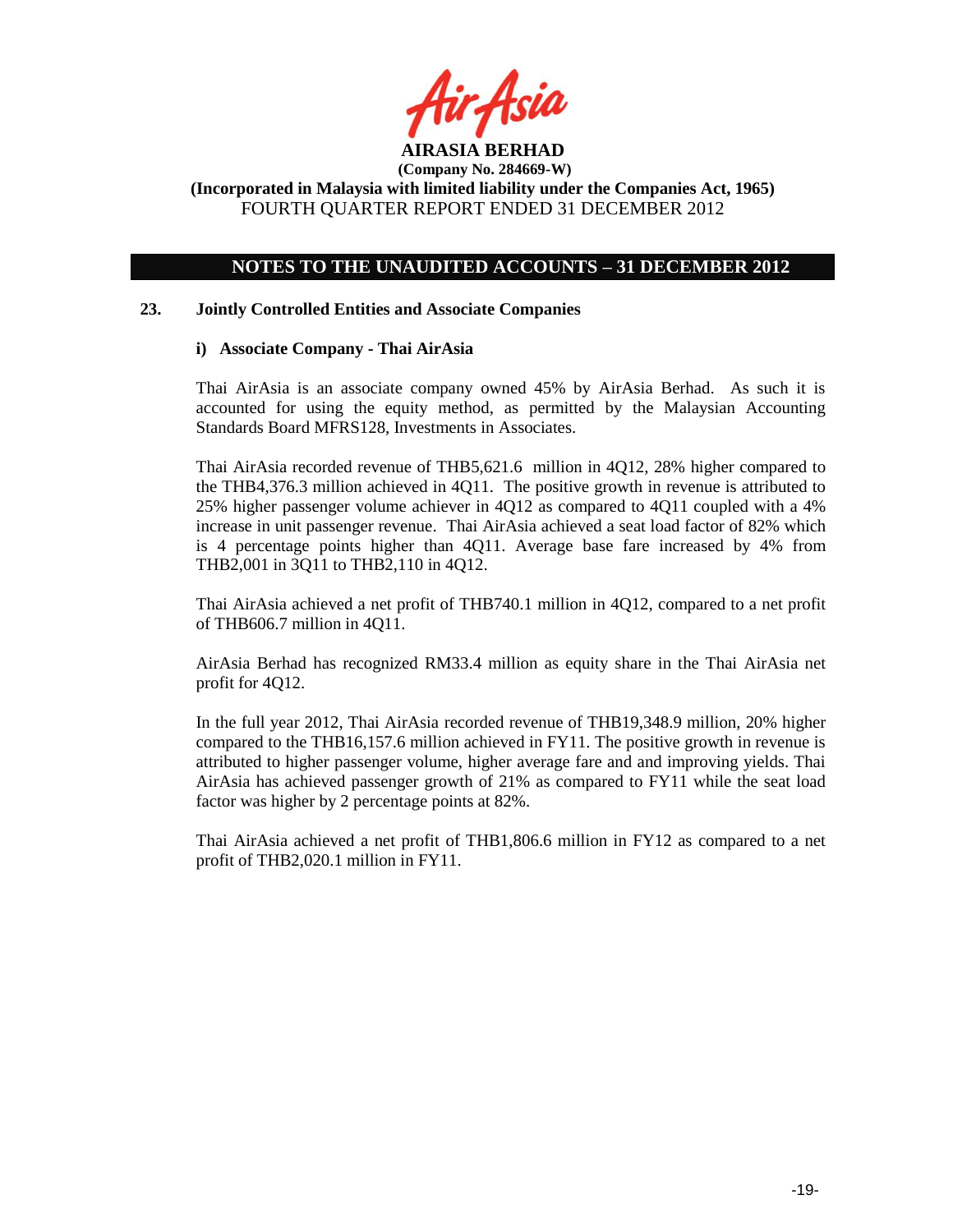**AIRASIA BERHAD**

**(Company No. 284669-W)**

**(Incorporated in Malaysia with limited liability under the Companies Act, 1965)**

FOURTH QUARTER REPORT ENDED 31 DECEMBER 2012

## NOTES TO THE UNAUDITED ACCOUNTS – 31 DECEMBER 2012

### 23. Jointly Controlled Entities and Associate Companies

#### i) Associate Company - Thai AirAsia

Thai AirAsia is an associate company owned 45% by AirAsia Berhad. As such it is accounted for using the equity method, as permitted by the Malaysian Accounting Standards Board MFRS128, Investments in Associates.

Thai AirAsia recorded revenue of THB5,621.6 million in 4Q12, 28% higher compared to the THB4,376.3 million achieved in 4Q11. The positive growth in revenue is attributed to 25% higher passenger volume achiever in 4Q12 as compared to 4Q11 coupled with a 4% increase in unit passenger revenue. Thai AirAsia achieved a seat load factor of 82% which is 4 percentage points higher than 4Q11. Average base fare increased by 4% from THB2,001 in 3Q11 to THB2,110 in 4Q12.

Thai AirAsia achieved a net profit of THB740.1 million in 4Q12, compared to a net profit of THB606.7 million in 4Q11.

AirAsia Berhad has recognized RM33.4 million as equity share in the Thai AirAsia net profit for 4Q12.

In the full year 2012, Thai AirAsia recorded revenue of THB19,348.9 million, 20% higher compared to the THB16,157.6 million achieved in FY11. The positive growth in revenue is attributed to higher passenger volume, higher average fare and and improving yields. Thai AirAsia has achieved passenger growth of 21% as compared to FY11 while the seat load factor was higher by 2 percentage points at 82%.

Thai AirAsia achieved a net profit of THB1,806.6 million in FY12 as compared to a net profit of THB2,020.1 million in FY11.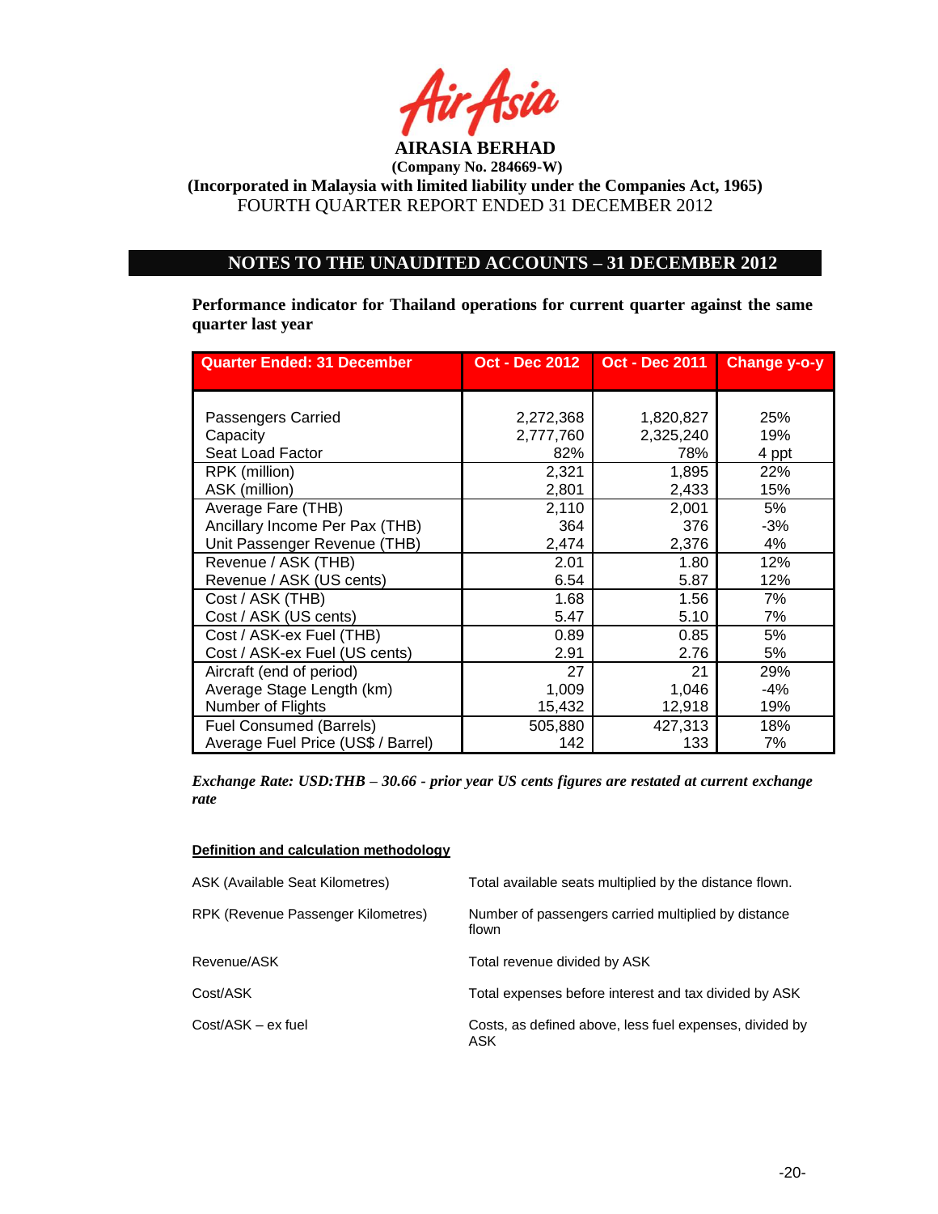**AIRASIA BERHAD**
**(Company No. 284669-W)**
**(Incorporated in Malaysia with limited liability under the Companies Act, 1965)**
FOURTH QUARTER REPORT ENDED 31 DECEMBER 2012

## NOTES TO THE UNAUDITED ACCOUNTS – 31 DECEMBER 2012

**Performance indicator for Thailand operations for current quarter against the same quarter last year**

| Quarter Ended: 31 December | Oct - Dec 2012 | Oct - Dec 2011 | Change y-o-y |
|---|---|---|---|
| Passengers Carried | 2,272,368 | 1,820,827 | 25% |
| Capacity | 2,777,760 | 2,325,240 | 19% |
| Seat Load Factor | 82% | 78% | 4 ppt |
| RPK (million) | 2,321 | 1,895 | 22% |
| ASK (million) | 2,801 | 2,433 | 15% |
| Average Fare (THB) | 2,110 | 2,001 | 5% |
| Ancillary Income Per Pax (THB) | 364 | 376 | -3% |
| Unit Passenger Revenue (THB) | 2,474 | 2,376 | 4% |
| Revenue / ASK (THB) | 2.01 | 1.80 | 12% |
| Revenue / ASK (US cents) | 6.54 | 5.87 | 12% |
| Cost / ASK (THB) | 1.68 | 1.56 | 7% |
| Cost / ASK (US cents) | 5.47 | 5.10 | 7% |
| Cost / ASK-ex Fuel (THB) | 0.89 | 0.85 | 5% |
| Cost / ASK-ex Fuel (US cents) | 2.91 | 2.76 | 5% |
| Aircraft (end of period) | 27 | 21 | 29% |
| Average Stage Length (km) | 1,009 | 1,046 | -4% |
| Number of Flights | 15,432 | 12,918 | 19% |
| Fuel Consumed (Barrels) | 505,880 | 427,313 | 18% |
| Average Fuel Price (US$ / Barrel) | 142 | 133 | 7% |

***Exchange Rate: USD:THB – 30.66 - prior year US cents figures are restated at current exchange rate***

**Definition and calculation methodology**

| | |
|---|---|
| ASK (Available Seat Kilometres) | Total available seats multiplied by the distance flown. |
| RPK (Revenue Passenger Kilometres) | Number of passengers carried multiplied by distance flown |
| Revenue/ASK | Total revenue divided by ASK |
| Cost/ASK | Total expenses before interest and tax divided by ASK |
| Cost/ASK – ex fuel | Costs, as defined above, less fuel expenses, divided by ASK |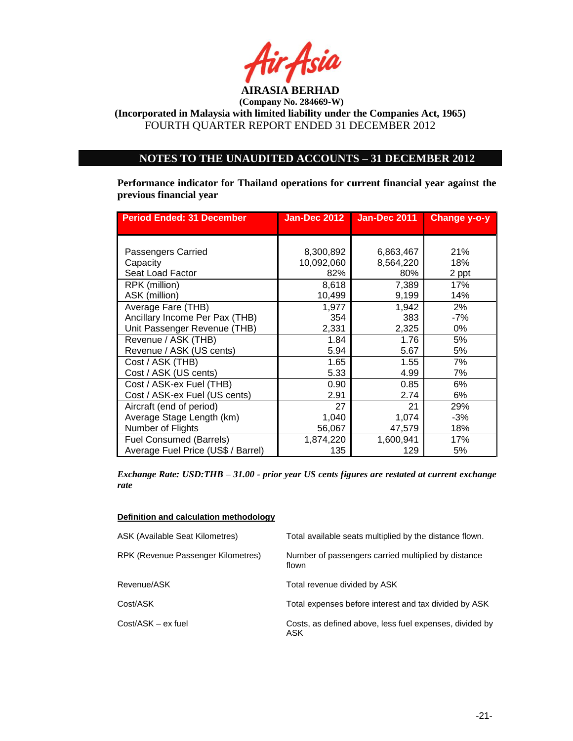**AIRASIA BERHAD**

**(Company No. 284669-W)**

**(Incorporated in Malaysia with limited liability under the Companies Act, 1965)**

FOURTH QUARTER REPORT ENDED 31 DECEMBER 2012

## NOTES TO THE UNAUDITED ACCOUNTS – 31 DECEMBER 2012

**Performance indicator for Thailand operations for current financial year against the previous financial year**

| Period Ended: 31 December | Jan-Dec 2012 | Jan-Dec 2011 | Change y-o-y |
|---|---|---|---|
| Passengers Carried | 8,300,892 | 6,863,467 | 21% |
| Capacity | 10,092,060 | 8,564,220 | 18% |
| Seat Load Factor | 82% | 80% | 2 ppt |
| RPK (million) | 8,618 | 7,389 | 17% |
| ASK (million) | 10,499 | 9,199 | 14% |
| Average Fare (THB) | 1,977 | 1,942 | 2% |
| Ancillary Income Per Pax (THB) | 354 | 383 | -7% |
| Unit Passenger Revenue (THB) | 2,331 | 2,325 | 0% |
| Revenue / ASK (THB) | 1.84 | 1.76 | 5% |
| Revenue / ASK (US cents) | 5.94 | 5.67 | 5% |
| Cost / ASK (THB) | 1.65 | 1.55 | 7% |
| Cost / ASK (US cents) | 5.33 | 4.99 | 7% |
| Cost / ASK-ex Fuel (THB) | 0.90 | 0.85 | 6% |
| Cost / ASK-ex Fuel (US cents) | 2.91 | 2.74 | 6% |
| Aircraft (end of period) | 27 | 21 | 29% |
| Average Stage Length (km) | 1,040 | 1,074 | -3% |
| Number of Flights | 56,067 | 47,579 | 18% |
| Fuel Consumed (Barrels) | 1,874,220 | 1,600,941 | 17% |
| Average Fuel Price (US$ / Barrel) | 135 | 129 | 5% |

***Exchange Rate: USD:THB – 31.00 - prior year US cents figures are restated at current exchange rate***

**Definition and calculation methodology**

| | |
|---|---|
| ASK (Available Seat Kilometres) | Total available seats multiplied by the distance flown. |
| RPK (Revenue Passenger Kilometres) | Number of passengers carried multiplied by distance flown |
| Revenue/ASK | Total revenue divided by ASK |
| Cost/ASK | Total expenses before interest and tax divided by ASK |
| Cost/ASK – ex fuel | Costs, as defined above, less fuel expenses, divided by ASK |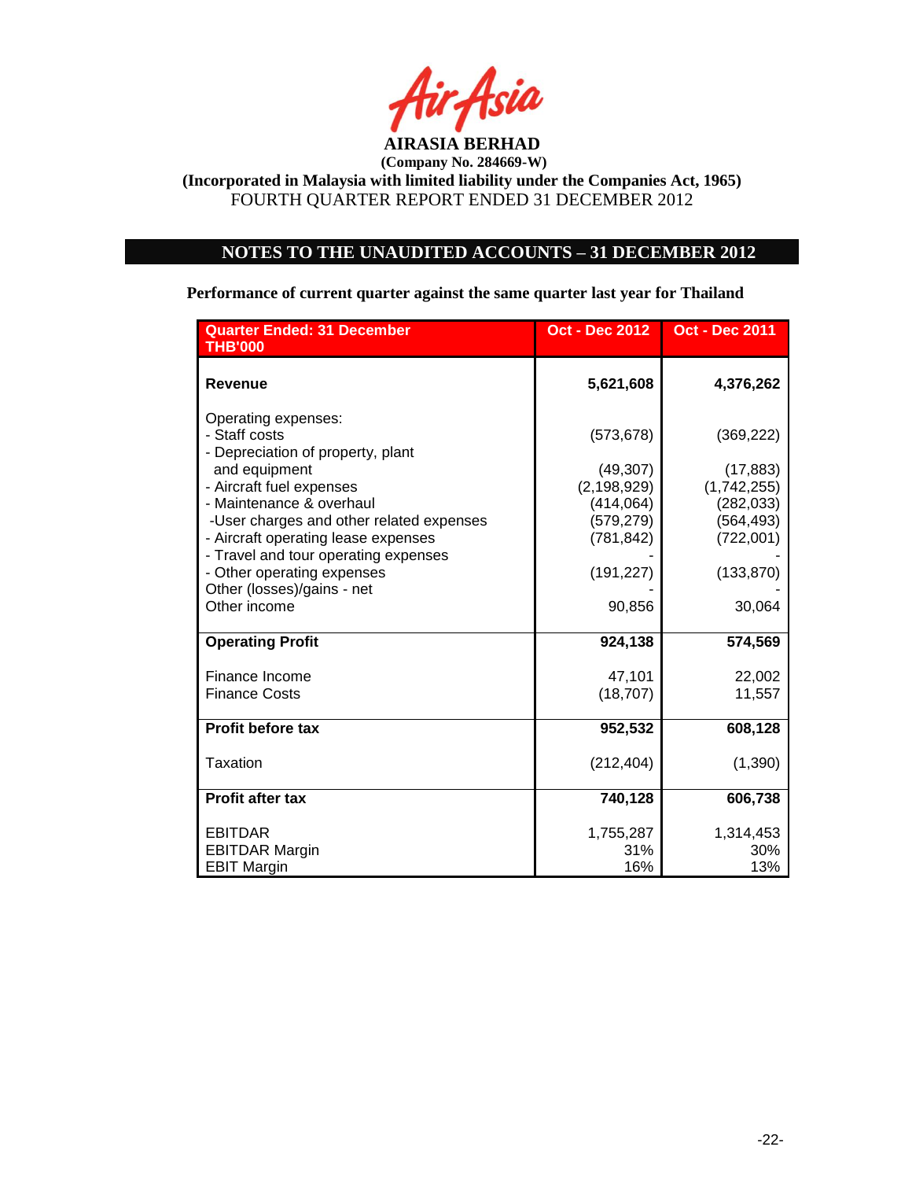**AIRASIA BERHAD**
**(Company No. 284669-W)**
**(Incorporated in Malaysia with limited liability under the Companies Act, 1965)**
FOURTH QUARTER REPORT ENDED 31 DECEMBER 2012

## NOTES TO THE UNAUDITED ACCOUNTS – 31 DECEMBER 2012

**Performance of current quarter against the same quarter last year for Thailand**

| Quarter Ended: 31 December THB'000 | Oct - Dec 2012 | Oct - Dec 2011 |
|---|---|---|
| **Revenue** | **5,621,608** | **4,376,262** |
| Operating expenses: | | |
| - Staff costs | (573,678) | (369,222) |
| - Depreciation of property, plant and equipment | (49,307) | (17,883) |
| - Aircraft fuel expenses | (2,198,929) | (1,742,255) |
| - Maintenance & overhaul | (414,064) | (282,033) |
| -User charges and other related expenses | (579,279) | (564,493) |
| - Aircraft operating lease expenses | (781,842) | (722,001) |
| - Travel and tour operating expenses | - | - |
| - Other operating expenses | (191,227) | (133,870) |
| Other (losses)/gains - net | - | - |
| Other income | 90,856 | 30,064 |
| **Operating Profit** | **924,138** | **574,569** |
| Finance Income | 47,101 | 22,002 |
| Finance Costs | (18,707) | 11,557 |
| **Profit before tax** | **952,532** | **608,128** |
| Taxation | (212,404) | (1,390) |
| **Profit after tax** | **740,128** | **606,738** |
| EBITDAR | 1,755,287 | 1,314,453 |
| EBITDAR Margin | 31% | 30% |
| EBIT Margin | 16% | 13% |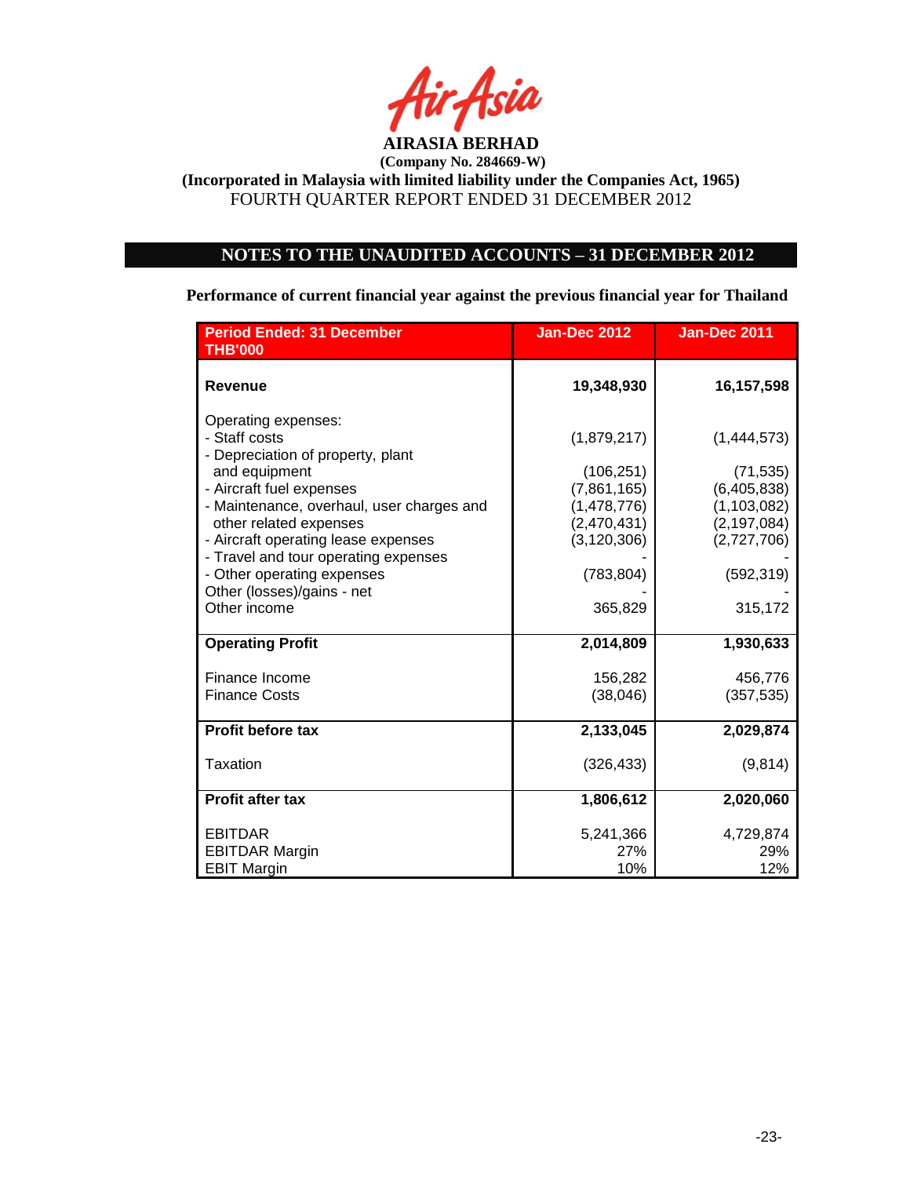**AIRASIA BERHAD**

**(Company No. 284669-W)**

**(Incorporated in Malaysia with limited liability under the Companies Act, 1965)**

FOURTH QUARTER REPORT ENDED 31 DECEMBER 2012

## NOTES TO THE UNAUDITED ACCOUNTS – 31 DECEMBER 2012

**Performance of current financial year against the previous financial year for Thailand**

| Period Ended: 31 December THB'000 | Jan-Dec 2012 | Jan-Dec 2011 |
|---|---|---|
| **Revenue** | **19,348,930** | **16,157,598** |
| Operating expenses: | | |
| - Staff costs | (1,879,217) | (1,444,573) |
| - Depreciation of property, plant and equipment | (106,251) | (71,535) |
| - Aircraft fuel expenses | (7,861,165) | (6,405,838) |
| - Maintenance, overhaul, user charges and | (1,478,776) | (1,103,082) |
| other related expenses | (2,470,431) | (2,197,084) |
| - Aircraft operating lease expenses | (3,120,306) | (2,727,706) |
| - Travel and tour operating expenses | - | - |
| - Other operating expenses | (783,804) | (592,319) |
| Other (losses)/gains - net | - | - |
| Other income | 365,829 | 315,172 |
| **Operating Profit** | **2,014,809** | **1,930,633** |
| Finance Income | 156,282 | 456,776 |
| Finance Costs | (38,046) | (357,535) |
| **Profit before tax** | **2,133,045** | **2,029,874** |
| Taxation | (326,433) | (9,814) |
| **Profit after tax** | **1,806,612** | **2,020,060** |
| EBITDAR | 5,241,366 | 4,729,874 |
| EBITDAR Margin | 27% | 29% |
| EBIT Margin | 10% | 12% |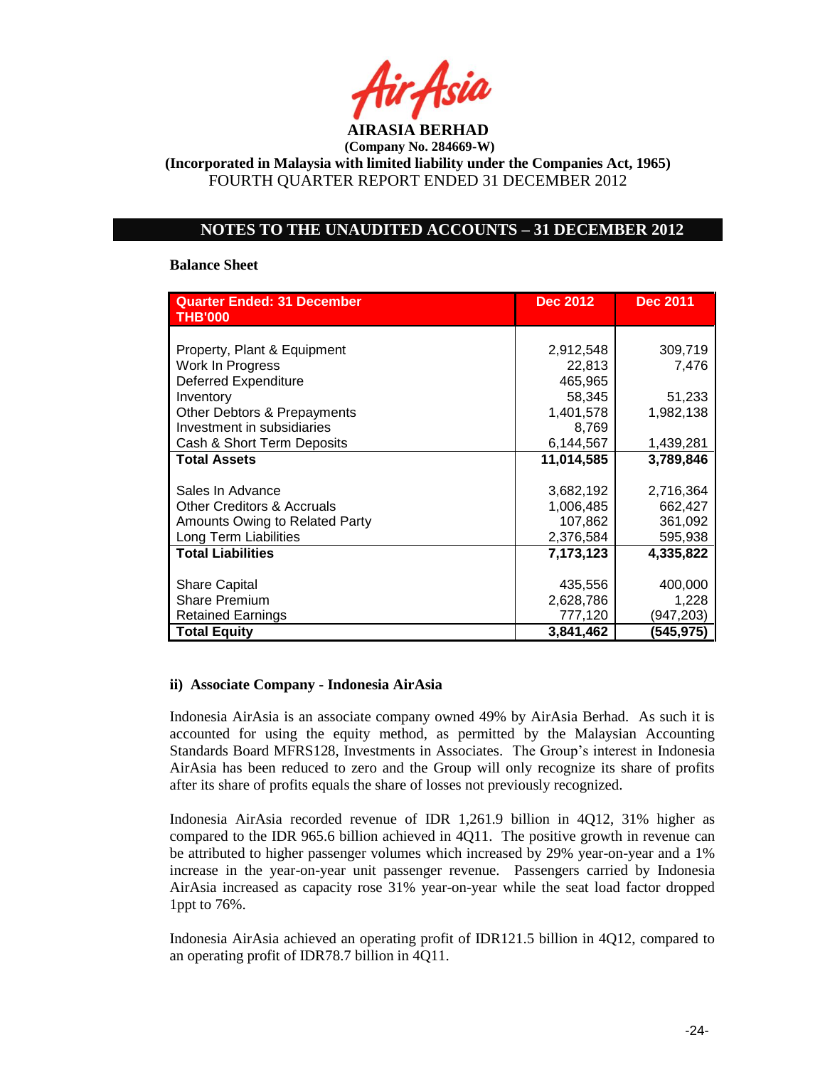**AIRASIA BERHAD**

**(Company No. 284669-W)**

**(Incorporated in Malaysia with limited liability under the Companies Act, 1965)**

FOURTH QUARTER REPORT ENDED 31 DECEMBER 2012

## NOTES TO THE UNAUDITED ACCOUNTS – 31 DECEMBER 2012

**Balance Sheet**

| Quarter Ended: 31 December THB'000 | Dec 2012 | Dec 2011 |
|---|---|---|
| Property, Plant & Equipment | 2,912,548 | 309,719 |
| Work In Progress | 22,813 | 7,476 |
| Deferred Expenditure | 465,965 | |
| Inventory | 58,345 | 51,233 |
| Other Debtors & Prepayments | 1,401,578 | 1,982,138 |
| Investment in subsidiaries | 8,769 | |
| Cash & Short Term Deposits | 6,144,567 | 1,439,281 |
| **Total Assets** | **11,014,585** | **3,789,846** |
| Sales In Advance | 3,682,192 | 2,716,364 |
| Other Creditors & Accruals | 1,006,485 | 662,427 |
| Amounts Owing to Related Party | 107,862 | 361,092 |
| Long Term Liabilities | 2,376,584 | 595,938 |
| **Total Liabilities** | **7,173,123** | **4,335,822** |
| Share Capital | 435,556 | 400,000 |
| Share Premium | 2,628,786 | 1,228 |
| Retained Earnings | 777,120 | (947,203) |
| **Total Equity** | **3,841,462** | **(545,975)** |

**ii) Associate Company - Indonesia AirAsia**

Indonesia AirAsia is an associate company owned 49% by AirAsia Berhad. As such it is accounted for using the equity method, as permitted by the Malaysian Accounting Standards Board MFRS128, Investments in Associates. The Group's interest in Indonesia AirAsia has been reduced to zero and the Group will only recognize its share of profits after its share of profits equals the share of losses not previously recognized.

Indonesia AirAsia recorded revenue of IDR 1,261.9 billion in 4Q12, 31% higher as compared to the IDR 965.6 billion achieved in 4Q11. The positive growth in revenue can be attributed to higher passenger volumes which increased by 29% year-on-year and a 1% increase in the year-on-year unit passenger revenue. Passengers carried by Indonesia AirAsia increased as capacity rose 31% year-on-year while the seat load factor dropped 1ppt to 76%.

Indonesia AirAsia achieved an operating profit of IDR121.5 billion in 4Q12, compared to an operating profit of IDR78.7 billion in 4Q11.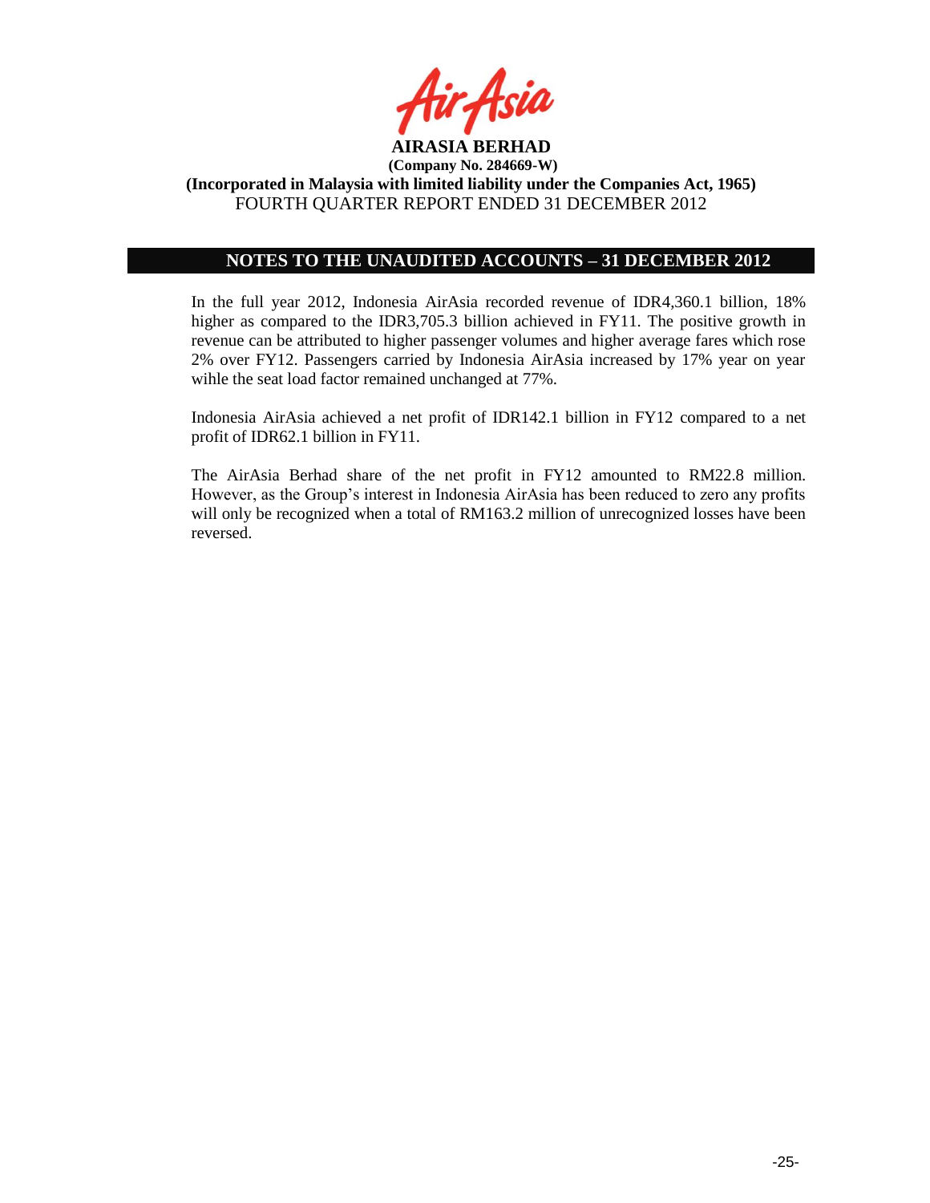## NOTES TO THE UNAUDITED ACCOUNTS – 31 DECEMBER 2012

In the full year 2012, Indonesia AirAsia recorded revenue of IDR4,360.1 billion, 18% higher as compared to the IDR3,705.3 billion achieved in FY11. The positive growth in revenue can be attributed to higher passenger volumes and higher average fares which rose 2% over FY12. Passengers carried by Indonesia AirAsia increased by 17% year on year wihle the seat load factor remained unchanged at 77%.

Indonesia AirAsia achieved a net profit of IDR142.1 billion in FY12 compared to a net profit of IDR62.1 billion in FY11.

The AirAsia Berhad share of the net profit in FY12 amounted to RM22.8 million. However, as the Group's interest in Indonesia AirAsia has been reduced to zero any profits will only be recognized when a total of RM163.2 million of unrecognized losses have been reversed.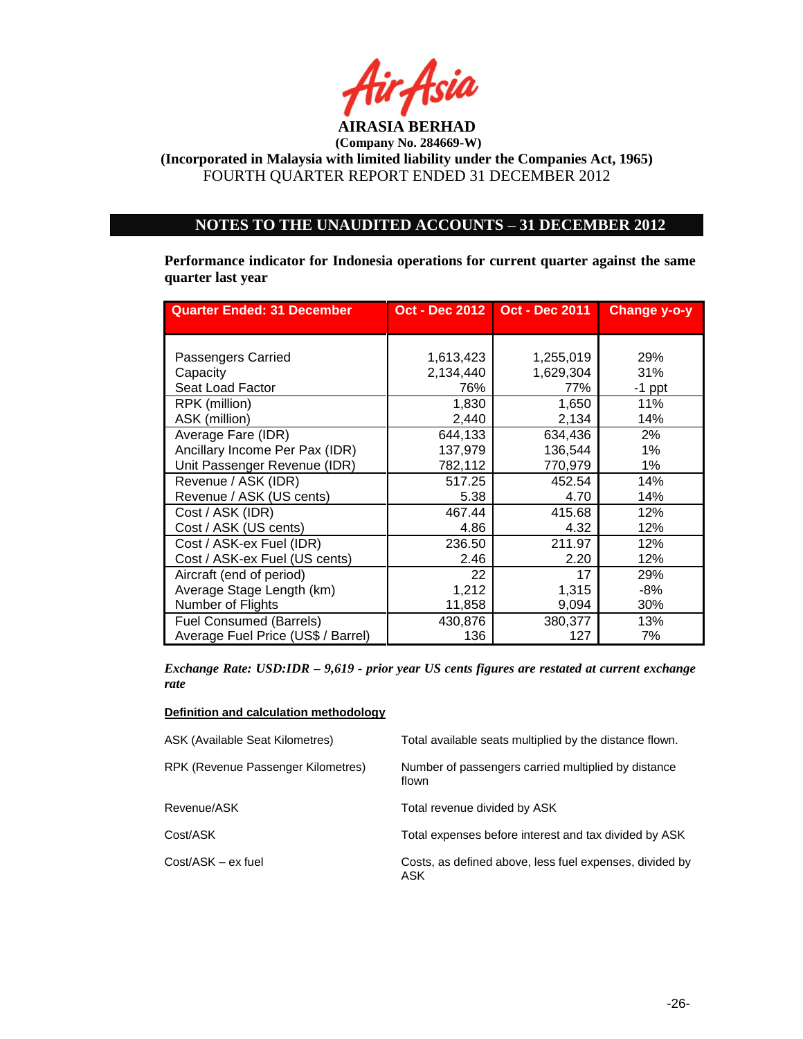**AIRASIA BERHAD**
**(Company No. 284669-W)**
**(Incorporated in Malaysia with limited liability under the Companies Act, 1965)**
FOURTH QUARTER REPORT ENDED 31 DECEMBER 2012

## NOTES TO THE UNAUDITED ACCOUNTS – 31 DECEMBER 2012

**Performance indicator for Indonesia operations for current quarter against the same quarter last year**

| Quarter Ended: 31 December | Oct - Dec 2012 | Oct - Dec 2011 | Change y-o-y |
|---|---|---|---|
| Passengers Carried | 1,613,423 | 1,255,019 | 29% |
| Capacity | 2,134,440 | 1,629,304 | 31% |
| Seat Load Factor | 76% | 77% | -1 ppt |
| RPK (million) | 1,830 | 1,650 | 11% |
| ASK (million) | 2,440 | 2,134 | 14% |
| Average Fare (IDR) | 644,133 | 634,436 | 2% |
| Ancillary Income Per Pax (IDR) | 137,979 | 136,544 | 1% |
| Unit Passenger Revenue (IDR) | 782,112 | 770,979 | 1% |
| Revenue / ASK (IDR) | 517.25 | 452.54 | 14% |
| Revenue / ASK (US cents) | 5.38 | 4.70 | 14% |
| Cost / ASK (IDR) | 467.44 | 415.68 | 12% |
| Cost / ASK (US cents) | 4.86 | 4.32 | 12% |
| Cost / ASK-ex Fuel (IDR) | 236.50 | 211.97 | 12% |
| Cost / ASK-ex Fuel (US cents) | 2.46 | 2.20 | 12% |
| Aircraft (end of period) | 22 | 17 | 29% |
| Average Stage Length (km) | 1,212 | 1,315 | -8% |
| Number of Flights | 11,858 | 9,094 | 30% |
| Fuel Consumed (Barrels) | 430,876 | 380,377 | 13% |
| Average Fuel Price (US$ / Barrel) | 136 | 127 | 7% |

***Exchange Rate: USD:IDR – 9,619 - prior year US cents figures are restated at current exchange rate***

**Definition and calculation methodology**

| | |
|---|---|
| ASK (Available Seat Kilometres) | Total available seats multiplied by the distance flown. |
| RPK (Revenue Passenger Kilometres) | Number of passengers carried multiplied by distance flown |
| Revenue/ASK | Total revenue divided by ASK |
| Cost/ASK | Total expenses before interest and tax divided by ASK |
| Cost/ASK – ex fuel | Costs, as defined above, less fuel expenses, divided by ASK |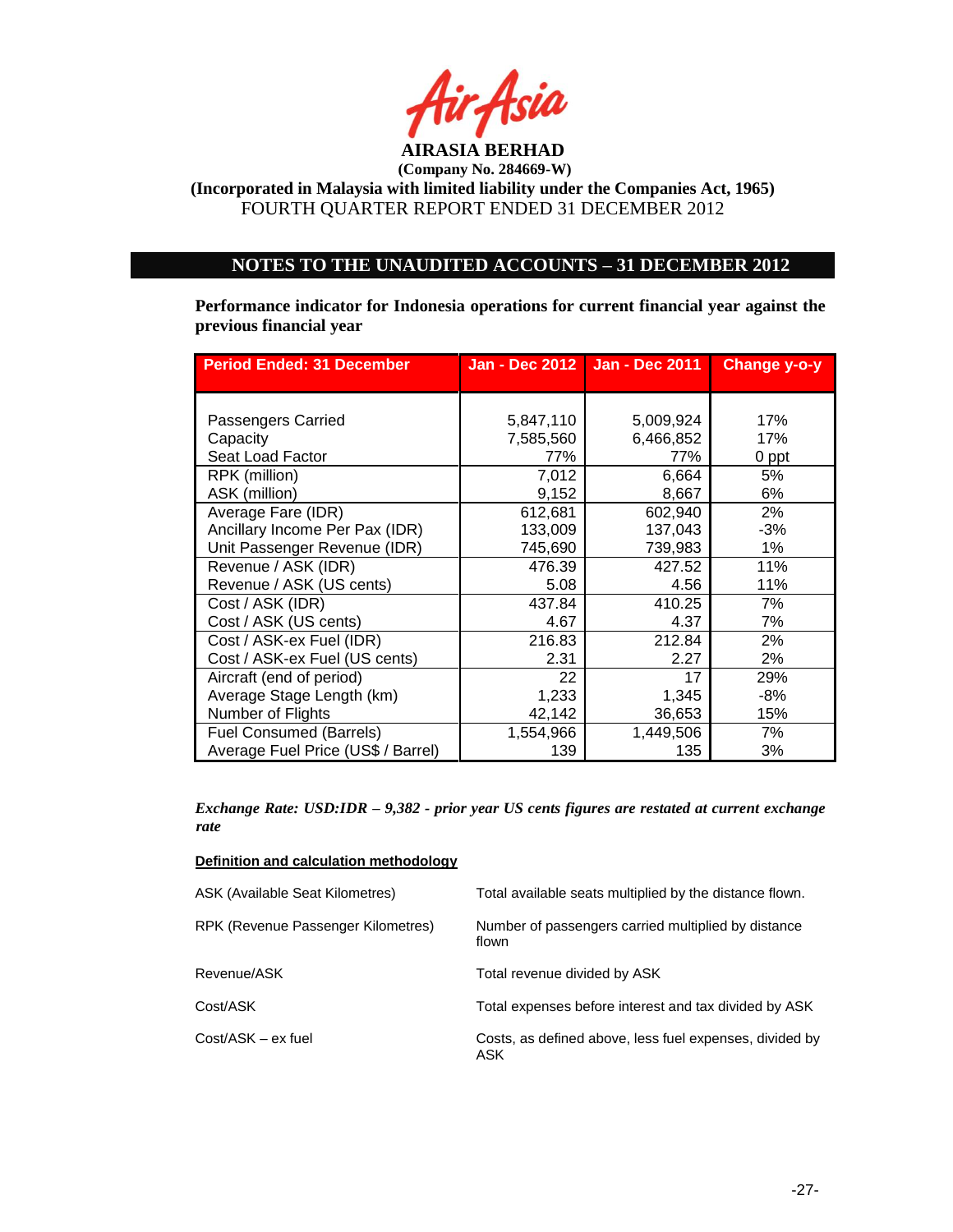**AIRASIA BERHAD**
**(Company No. 284669-W)**
**(Incorporated in Malaysia with limited liability under the Companies Act, 1965)**
FOURTH QUARTER REPORT ENDED 31 DECEMBER 2012

## NOTES TO THE UNAUDITED ACCOUNTS – 31 DECEMBER 2012

**Performance indicator for Indonesia operations for current financial year against the previous financial year**

| Period Ended: 31 December | Jan - Dec 2012 | Jan - Dec 2011 | Change y-o-y |
|---|---|---|---|
| Passengers Carried | 5,847,110 | 5,009,924 | 17% |
| Capacity | 7,585,560 | 6,466,852 | 17% |
| Seat Load Factor | 77% | 77% | 0 ppt |
| RPK (million) | 7,012 | 6,664 | 5% |
| ASK (million) | 9,152 | 8,667 | 6% |
| Average Fare (IDR) | 612,681 | 602,940 | 2% |
| Ancillary Income Per Pax (IDR) | 133,009 | 137,043 | -3% |
| Unit Passenger Revenue (IDR) | 745,690 | 739,983 | 1% |
| Revenue / ASK (IDR) | 476.39 | 427.52 | 11% |
| Revenue / ASK (US cents) | 5.08 | 4.56 | 11% |
| Cost / ASK (IDR) | 437.84 | 410.25 | 7% |
| Cost / ASK (US cents) | 4.67 | 4.37 | 7% |
| Cost / ASK-ex Fuel (IDR) | 216.83 | 212.84 | 2% |
| Cost / ASK-ex Fuel (US cents) | 2.31 | 2.27 | 2% |
| Aircraft (end of period) | 22 | 17 | 29% |
| Average Stage Length (km) | 1,233 | 1,345 | -8% |
| Number of Flights | 42,142 | 36,653 | 15% |
| Fuel Consumed (Barrels) | 1,554,966 | 1,449,506 | 7% |
| Average Fuel Price (US$ / Barrel) | 139 | 135 | 3% |

***Exchange Rate: USD:IDR – 9,382 - prior year US cents figures are restated at current exchange rate***

**Definition and calculation methodology**

| | |
|---|---|
| ASK (Available Seat Kilometres) | Total available seats multiplied by the distance flown. |
| RPK (Revenue Passenger Kilometres) | Number of passengers carried multiplied by distance flown |
| Revenue/ASK | Total revenue divided by ASK |
| Cost/ASK | Total expenses before interest and tax divided by ASK |
| Cost/ASK – ex fuel | Costs, as defined above, less fuel expenses, divided by ASK |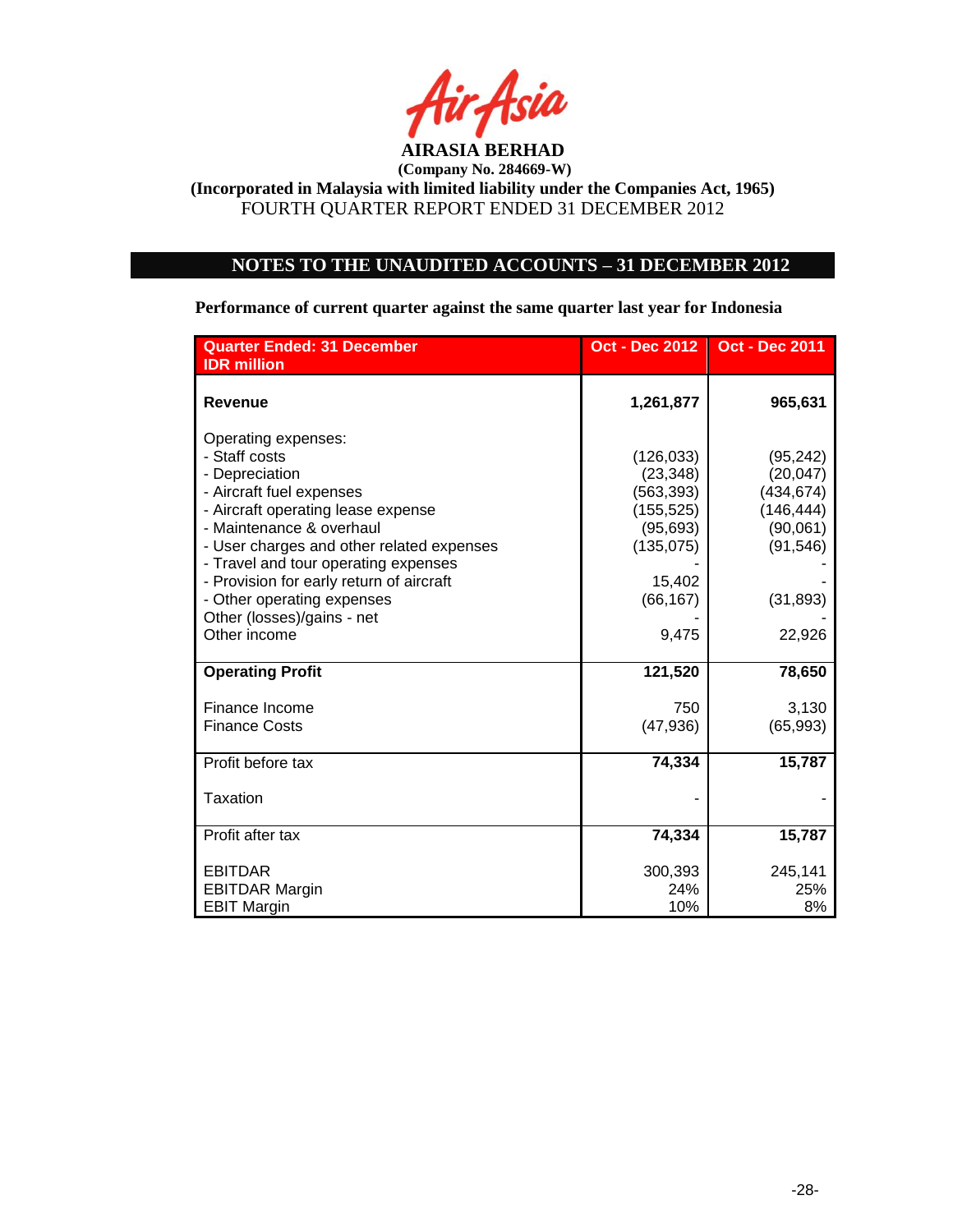**AIRASIA BERHAD**
**(Company No. 284669-W)**
**(Incorporated in Malaysia with limited liability under the Companies Act, 1965)**
FOURTH QUARTER REPORT ENDED 31 DECEMBER 2012

## NOTES TO THE UNAUDITED ACCOUNTS – 31 DECEMBER 2012

**Performance of current quarter against the same quarter last year for Indonesia**

| Quarter Ended: 31 December IDR million | Oct - Dec 2012 | Oct - Dec 2011 |
|---|---|---|
| **Revenue** | **1,261,877** | **965,631** |
| Operating expenses: | | |
| - Staff costs | (126,033) | (95,242) |
| - Depreciation | (23,348) | (20,047) |
| - Aircraft fuel expenses | (563,393) | (434,674) |
| - Aircraft operating lease expense | (155,525) | (146,444) |
| - Maintenance & overhaul | (95,693) | (90,061) |
| - User charges and other related expenses | (135,075) | (91,546) |
| - Travel and tour operating expenses | - | - |
| - Provision for early return of aircraft | 15,402 | - |
| - Other operating expenses | (66,167) | (31,893) |
| Other (losses)/gains - net | - | - |
| Other income | 9,475 | 22,926 |
| **Operating Profit** | **121,520** | **78,650** |
| Finance Income | 750 | 3,130 |
| Finance Costs | (47,936) | (65,993) |
| Profit before tax | **74,334** | **15,787** |
| Taxation | - | - |
| Profit after tax | **74,334** | **15,787** |
| EBITDAR | 300,393 | 245,141 |
| EBITDAR Margin | 24% | 25% |
| EBIT Margin | 10% | 8% |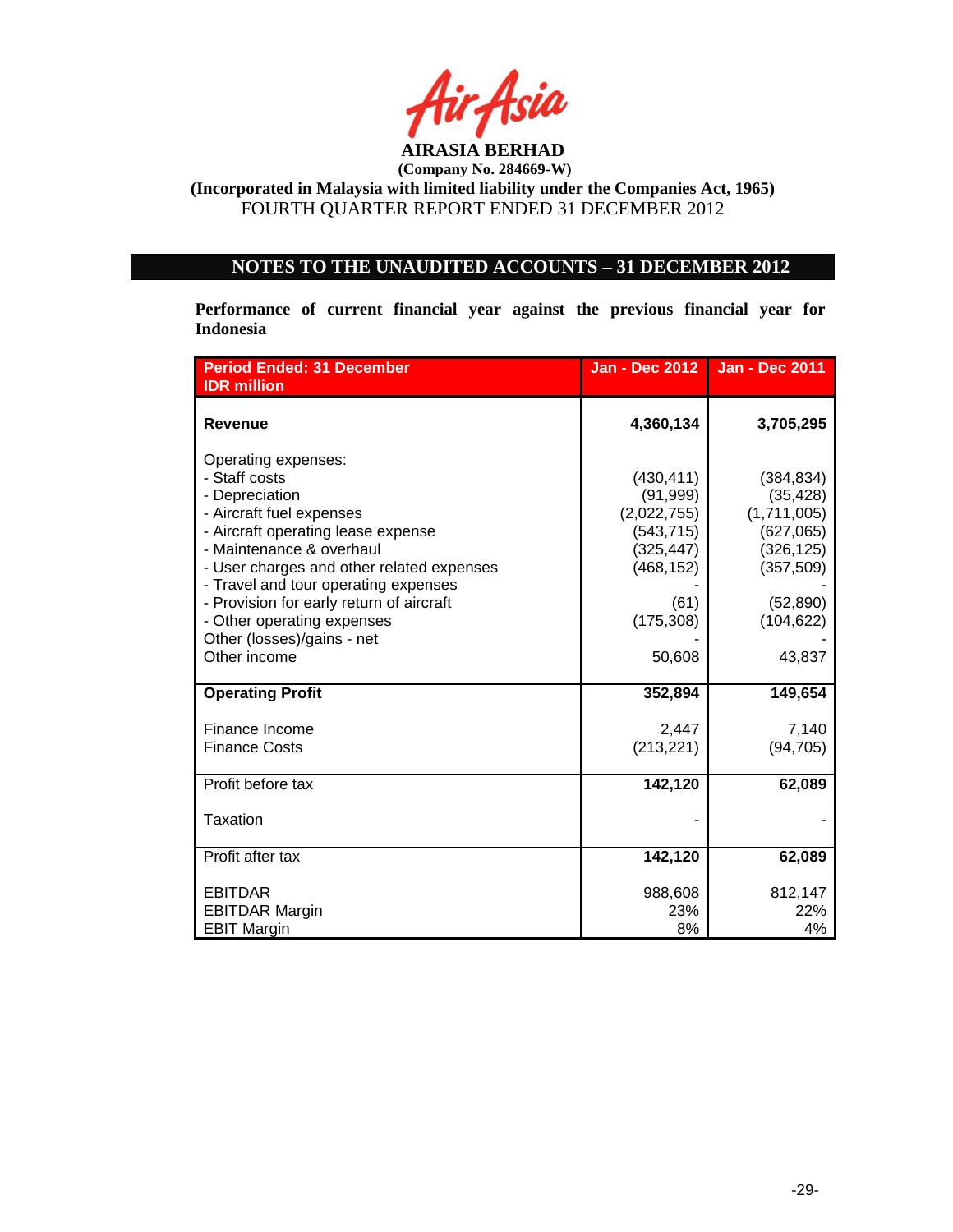**AIRASIA BERHAD**
**(Company No. 284669-W)**
**(Incorporated in Malaysia with limited liability under the Companies Act, 1965)**
FOURTH QUARTER REPORT ENDED 31 DECEMBER 2012

## NOTES TO THE UNAUDITED ACCOUNTS – 31 DECEMBER 2012

**Performance of current financial year against the previous financial year for Indonesia**

| Period Ended: 31 December<br>IDR million | Jan - Dec 2012 | Jan - Dec 2011 |
|---|---|---|
| **Revenue** | **4,360,134** | **3,705,295** |
| Operating expenses: | | |
| - Staff costs | (430,411) | (384,834) |
| - Depreciation | (91,999) | (35,428) |
| - Aircraft fuel expenses | (2,022,755) | (1,711,005) |
| - Aircraft operating lease expense | (543,715) | (627,065) |
| - Maintenance & overhaul | (325,447) | (326,125) |
| - User charges and other related expenses | (468,152) | (357,509) |
| - Travel and tour operating expenses | - | - |
| - Provision for early return of aircraft | (61) | (52,890) |
| - Other operating expenses | (175,308) | (104,622) |
| Other (losses)/gains - net | - | - |
| Other income | 50,608 | 43,837 |
| **Operating Profit** | **352,894** | **149,654** |
| Finance Income | 2,447 | 7,140 |
| Finance Costs | (213,221) | (94,705) |
| Profit before tax | **142,120** | **62,089** |
| Taxation | - | - |
| Profit after tax | **142,120** | **62,089** |
| EBITDAR | 988,608 | 812,147 |
| EBITDAR Margin | 23% | 22% |
| EBIT Margin | 8% | 4% |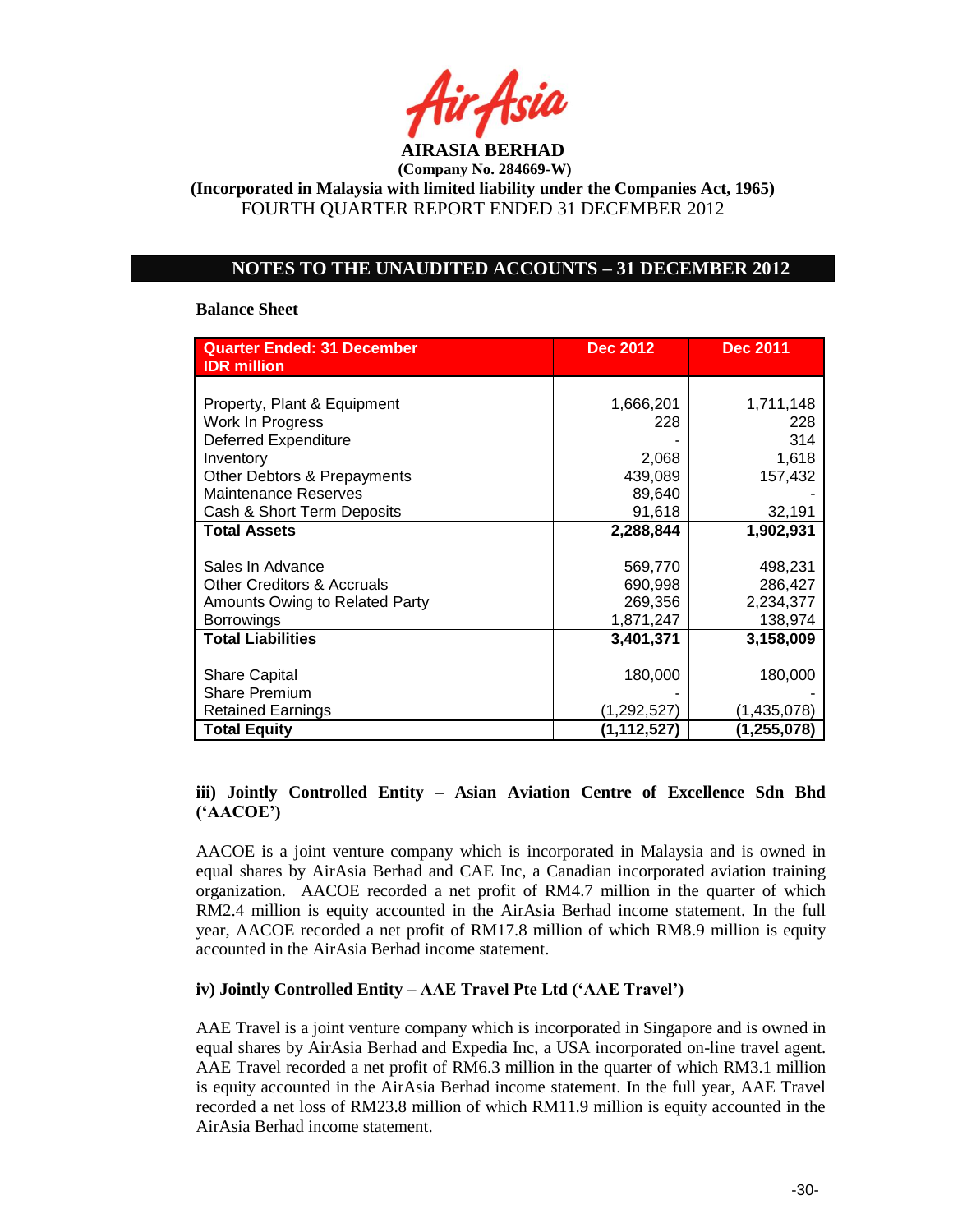**AIRASIA BERHAD**
**(Company No. 284669-W)**
**(Incorporated in Malaysia with limited liability under the Companies Act, 1965)**
FOURTH QUARTER REPORT ENDED 31 DECEMBER 2012

## NOTES TO THE UNAUDITED ACCOUNTS – 31 DECEMBER 2012

**Balance Sheet**

| Quarter Ended: 31 December IDR million | Dec 2012 | Dec 2011 |
|---|---|---|
| Property, Plant & Equipment | 1,666,201 | 1,711,148 |
| Work In Progress | 228 | 228 |
| Deferred Expenditure | - | 314 |
| Inventory | 2,068 | 1,618 |
| Other Debtors & Prepayments | 439,089 | 157,432 |
| Maintenance Reserves | 89,640 | - |
| Cash & Short Term Deposits | 91,618 | 32,191 |
| **Total Assets** | **2,288,844** | **1,902,931** |
| Sales In Advance | 569,770 | 498,231 |
| Other Creditors & Accruals | 690,998 | 286,427 |
| Amounts Owing to Related Party | 269,356 | 2,234,377 |
| Borrowings | 1,871,247 | 138,974 |
| **Total Liabilities** | **3,401,371** | **3,158,009** |
| Share Capital | 180,000 | 180,000 |
| Share Premium | - | - |
| Retained Earnings | (1,292,527) | (1,435,078) |
| **Total Equity** | **(1,112,527)** | **(1,255,078)** |

### iii) Jointly Controlled Entity – Asian Aviation Centre of Excellence Sdn Bhd ('AACOE')

AACOE is a joint venture company which is incorporated in Malaysia and is owned in equal shares by AirAsia Berhad and CAE Inc, a Canadian incorporated aviation training organization. AACOE recorded a net profit of RM4.7 million in the quarter of which RM2.4 million is equity accounted in the AirAsia Berhad income statement. In the full year, AACOE recorded a net profit of RM17.8 million of which RM8.9 million is equity accounted in the AirAsia Berhad income statement.

### iv) Jointly Controlled Entity – AAE Travel Pte Ltd ('AAE Travel')

AAE Travel is a joint venture company which is incorporated in Singapore and is owned in equal shares by AirAsia Berhad and Expedia Inc, a USA incorporated on-line travel agent. AAE Travel recorded a net profit of RM6.3 million in the quarter of which RM3.1 million is equity accounted in the AirAsia Berhad income statement. In the full year, AAE Travel recorded a net loss of RM23.8 million of which RM11.9 million is equity accounted in the AirAsia Berhad income statement.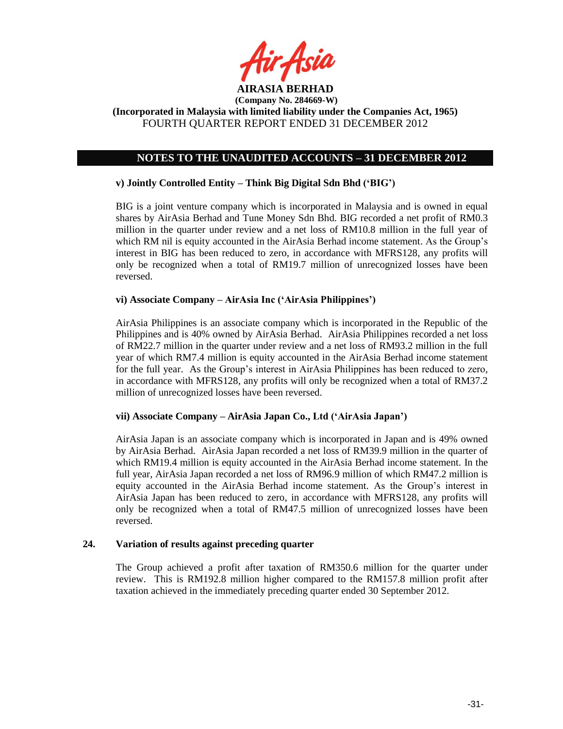**AIRASIA BERHAD**
**(Company No. 284669-W)**
**(Incorporated in Malaysia with limited liability under the Companies Act, 1965)**
FOURTH QUARTER REPORT ENDED 31 DECEMBER 2012

## NOTES TO THE UNAUDITED ACCOUNTS – 31 DECEMBER 2012

**v) Jointly Controlled Entity – Think Big Digital Sdn Bhd ('BIG')**

BIG is a joint venture company which is incorporated in Malaysia and is owned in equal shares by AirAsia Berhad and Tune Money Sdn Bhd. BIG recorded a net profit of RM0.3 million in the quarter under review and a net loss of RM10.8 million in the full year of which RM nil is equity accounted in the AirAsia Berhad income statement. As the Group's interest in BIG has been reduced to zero, in accordance with MFRS128, any profits will only be recognized when a total of RM19.7 million of unrecognized losses have been reversed.

**vi) Associate Company – AirAsia Inc ('AirAsia Philippines')**

AirAsia Philippines is an associate company which is incorporated in the Republic of the Philippines and is 40% owned by AirAsia Berhad. AirAsia Philippines recorded a net loss of RM22.7 million in the quarter under review and a net loss of RM93.2 million in the full year of which RM7.4 million is equity accounted in the AirAsia Berhad income statement for the full year. As the Group's interest in AirAsia Philippines has been reduced to zero, in accordance with MFRS128, any profits will only be recognized when a total of RM37.2 million of unrecognized losses have been reversed.

**vii) Associate Company – AirAsia Japan Co., Ltd ('AirAsia Japan')**

AirAsia Japan is an associate company which is incorporated in Japan and is 49% owned by AirAsia Berhad. AirAsia Japan recorded a net loss of RM39.9 million in the quarter of which RM19.4 million is equity accounted in the AirAsia Berhad income statement. In the full year, AirAsia Japan recorded a net loss of RM96.9 million of which RM47.2 million is equity accounted in the AirAsia Berhad income statement. As the Group's interest in AirAsia Japan has been reduced to zero, in accordance with MFRS128, any profits will only be recognized when a total of RM47.5 million of unrecognized losses have been reversed.

**24. Variation of results against preceding quarter**

The Group achieved a profit after taxation of RM350.6 million for the quarter under review. This is RM192.8 million higher compared to the RM157.8 million profit after taxation achieved in the immediately preceding quarter ended 30 September 2012.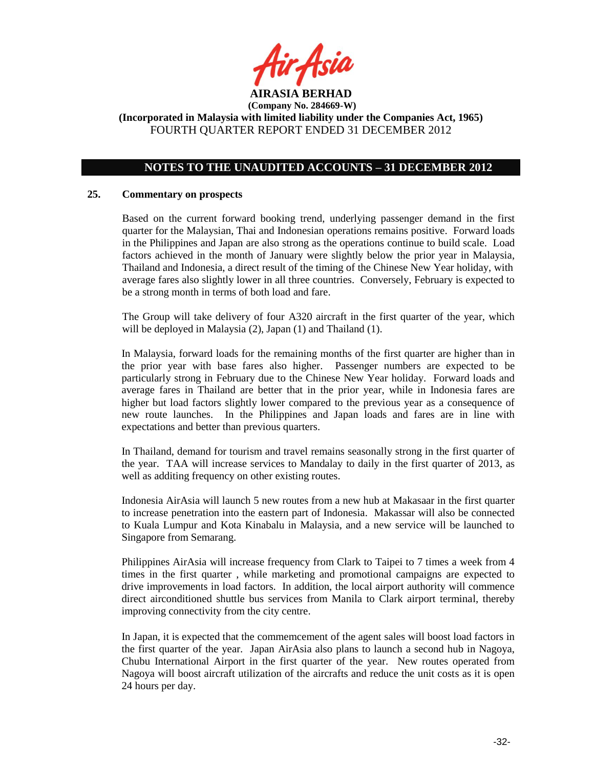**AIRASIA BERHAD**
**(Company No. 284669-W)**
**(Incorporated in Malaysia with limited liability under the Companies Act, 1965)**
FOURTH QUARTER REPORT ENDED 31 DECEMBER 2012

## NOTES TO THE UNAUDITED ACCOUNTS – 31 DECEMBER 2012

### 25. Commentary on prospects

Based on the current forward booking trend, underlying passenger demand in the first quarter for the Malaysian, Thai and Indonesian operations remains positive. Forward loads in the Philippines and Japan are also strong as the operations continue to build scale. Load factors achieved in the month of January were slightly below the prior year in Malaysia, Thailand and Indonesia, a direct result of the timing of the Chinese New Year holiday, with average fares also slightly lower in all three countries. Conversely, February is expected to be a strong month in terms of both load and fare.

The Group will take delivery of four A320 aircraft in the first quarter of the year, which will be deployed in Malaysia (2), Japan (1) and Thailand (1).

In Malaysia, forward loads for the remaining months of the first quarter are higher than in the prior year with base fares also higher. Passenger numbers are expected to be particularly strong in February due to the Chinese New Year holiday. Forward loads and average fares in Thailand are better that in the prior year, while in Indonesia fares are higher but load factors slightly lower compared to the previous year as a consequence of new route launches. In the Philippines and Japan loads and fares are in line with expectations and better than previous quarters.

In Thailand, demand for tourism and travel remains seasonally strong in the first quarter of the year. TAA will increase services to Mandalay to daily in the first quarter of 2013, as well as additing frequency on other existing routes.

Indonesia AirAsia will launch 5 new routes from a new hub at Makasaar in the first quarter to increase penetration into the eastern part of Indonesia. Makassar will also be connected to Kuala Lumpur and Kota Kinabalu in Malaysia, and a new service will be launched to Singapore from Semarang.

Philippines AirAsia will increase frequency from Clark to Taipei to 7 times a week from 4 times in the first quarter , while marketing and promotional campaigns are expected to drive improvements in load factors. In addition, the local airport authority will commence direct airconditioned shuttle bus services from Manila to Clark airport terminal, thereby improving connectivity from the city centre.

In Japan, it is expected that the commemcement of the agent sales will boost load factors in the first quarter of the year. Japan AirAsia also plans to launch a second hub in Nagoya, Chubu International Airport in the first quarter of the year. New routes operated from Nagoya will boost aircraft utilization of the aircrafts and reduce the unit costs as it is open 24 hours per day.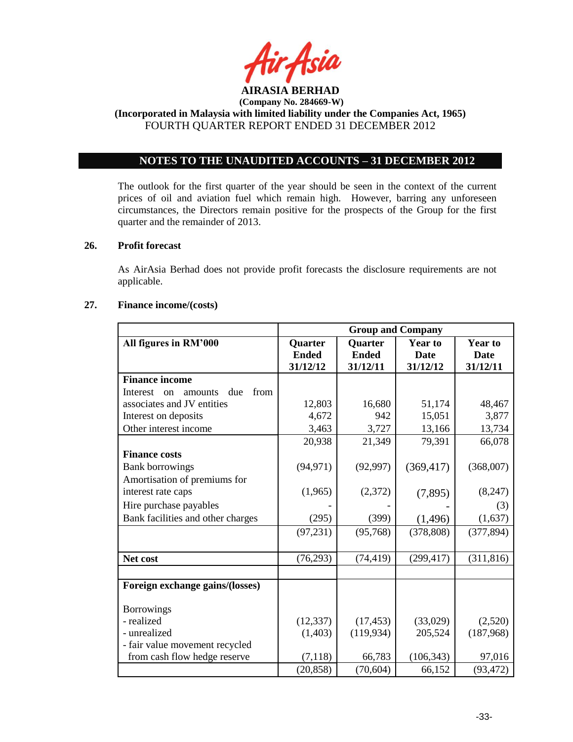**AIRASIA BERHAD**
**(Company No. 284669-W)**
**(Incorporated in Malaysia with limited liability under the Companies Act, 1965)**
FOURTH QUARTER REPORT ENDED 31 DECEMBER 2012

## NOTES TO THE UNAUDITED ACCOUNTS – 31 DECEMBER 2012

The outlook for the first quarter of the year should be seen in the context of the current prices of oil and aviation fuel which remain high. However, barring any unforeseen circumstances, the Directors remain positive for the prospects of the Group for the first quarter and the remainder of 2013.

### 26. Profit forecast

As AirAsia Berhad does not provide profit forecasts the disclosure requirements are not applicable.

### 27. Finance income/(costs)

| | Group and Company | | | |
|---|---|---|---|---|
| **All figures in RM'000** | **Quarter Ended 31/12/12** | **Quarter Ended 31/12/11** | **Year to Date 31/12/12** | **Year to Date 31/12/11** |
| **Finance income** | | | | |
| Interest on amounts due from associates and JV entities | 12,803 | 16,680 | 51,174 | 48,467 |
| Interest on deposits | 4,672 | 942 | 15,051 | 3,877 |
| Other interest income | 3,463 | 3,727 | 13,166 | 13,734 |
| | 20,938 | 21,349 | 79,391 | 66,078 |
| **Finance costs** | | | | |
| Bank borrowings | (94,971) | (92,997) | (369,417) | (368,007) |
| Amortisation of premiums for interest rate caps | (1,965) | (2,372) | (7,895) | (8,247) |
| Hire purchase payables | - | - | - | (3) |
| Bank facilities and other charges | (295) | (399) | (1,496) | (1,637) |
| | (97,231) | (95,768) | (378,808) | (377,894) |
| **Net cost** | (76,293) | (74,419) | (299,417) | (311,816) |
| | | | | |
| **Foreign exchange gains/(losses)** | | | | |
| Borrowings | | | | |
| - realized | (12,337) | (17,453) | (33,029) | (2,520) |
| - unrealized | (1,403) | (119,934) | 205,524 | (187,968) |
| - fair value movement recycled from cash flow hedge reserve | (7,118) | 66,783 | (106,343) | 97,016 |
| | (20,858) | (70,604) | 66,152 | (93,472) |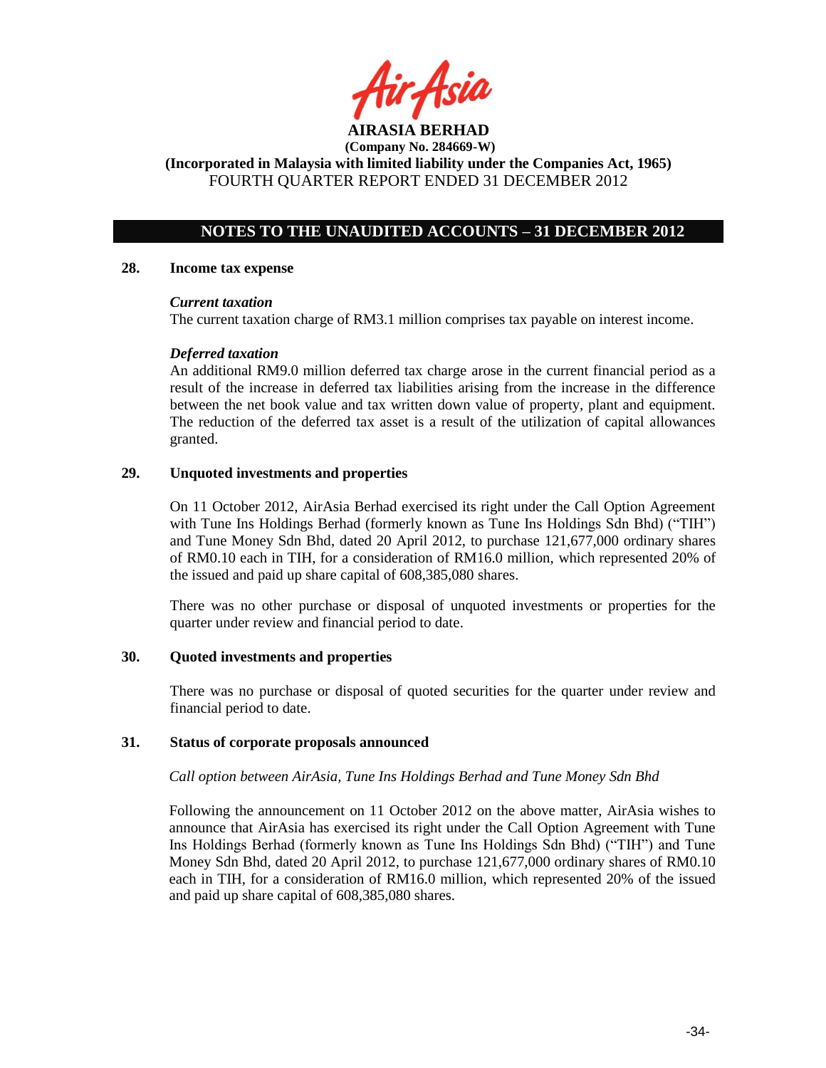**AIRASIA BERHAD**
**(Company No. 284669-W)**
**(Incorporated in Malaysia with limited liability under the Companies Act, 1965)**
FOURTH QUARTER REPORT ENDED 31 DECEMBER 2012

## NOTES TO THE UNAUDITED ACCOUNTS – 31 DECEMBER 2012

### 28. Income tax expense

***Current taxation***
The current taxation charge of RM3.1 million comprises tax payable on interest income.

***Deferred taxation***
An additional RM9.0 million deferred tax charge arose in the current financial period as a result of the increase in deferred tax liabilities arising from the increase in the difference between the net book value and tax written down value of property, plant and equipment. The reduction of the deferred tax asset is a result of the utilization of capital allowances granted.

### 29. Unquoted investments and properties

On 11 October 2012, AirAsia Berhad exercised its right under the Call Option Agreement with Tune Ins Holdings Berhad (formerly known as Tune Ins Holdings Sdn Bhd) ("TIH") and Tune Money Sdn Bhd, dated 20 April 2012, to purchase 121,677,000 ordinary shares of RM0.10 each in TIH, for a consideration of RM16.0 million, which represented 20% of the issued and paid up share capital of 608,385,080 shares.

There was no other purchase or disposal of unquoted investments or properties for the quarter under review and financial period to date.

### 30. Quoted investments and properties

There was no purchase or disposal of quoted securities for the quarter under review and financial period to date.

### 31. Status of corporate proposals announced

*Call option between AirAsia, Tune Ins Holdings Berhad and Tune Money Sdn Bhd*

Following the announcement on 11 October 2012 on the above matter, AirAsia wishes to announce that AirAsia has exercised its right under the Call Option Agreement with Tune Ins Holdings Berhad (formerly known as Tune Ins Holdings Sdn Bhd) ("TIH") and Tune Money Sdn Bhd, dated 20 April 2012, to purchase 121,677,000 ordinary shares of RM0.10 each in TIH, for a consideration of RM16.0 million, which represented 20% of the issued and paid up share capital of 608,385,080 shares.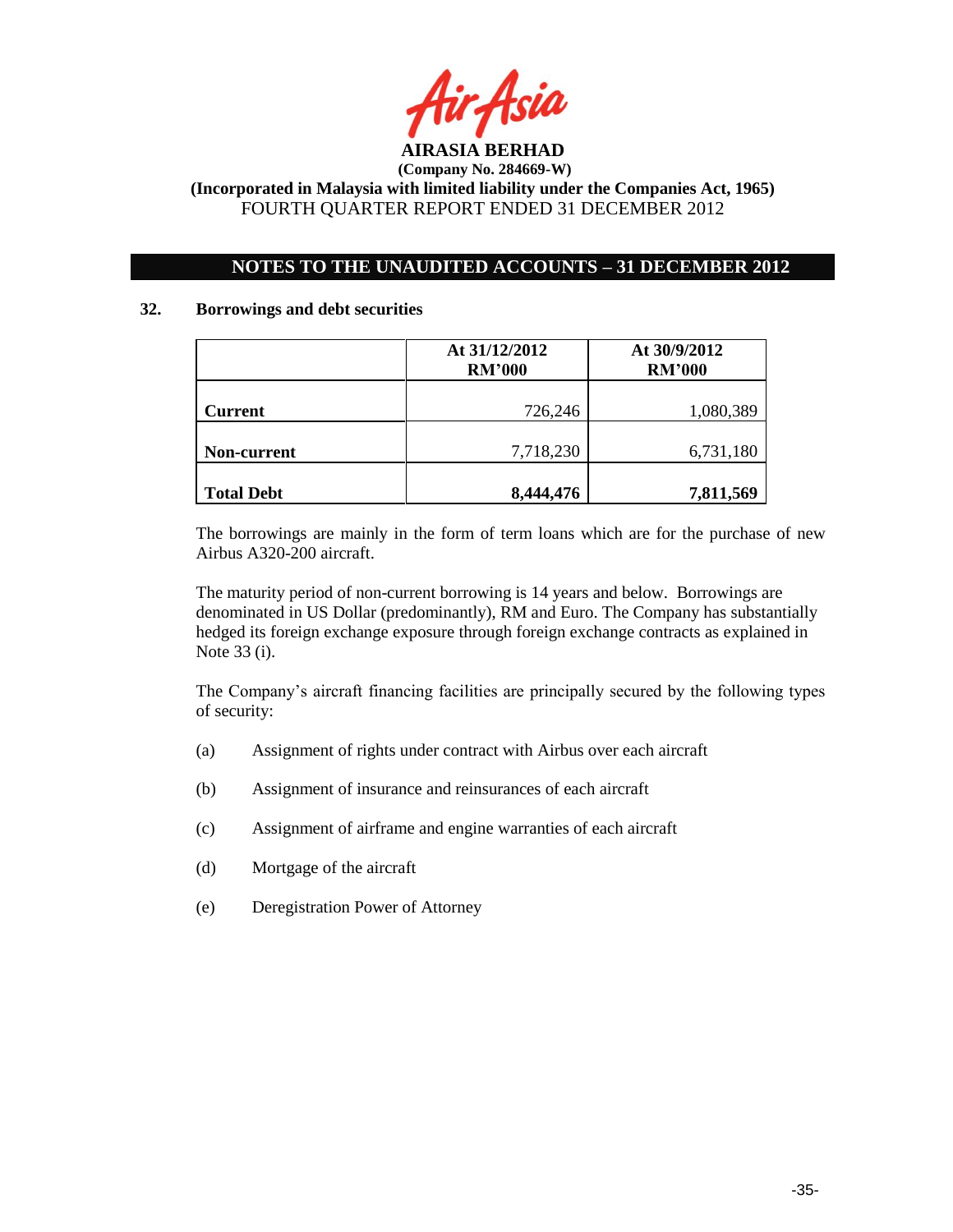**AIRASIA BERHAD**

**(Company No. 284669-W)**

**(Incorporated in Malaysia with limited liability under the Companies Act, 1965)**

FOURTH QUARTER REPORT ENDED 31 DECEMBER 2012

## NOTES TO THE UNAUDITED ACCOUNTS – 31 DECEMBER 2012

### 32. Borrowings and debt securities

| | At 31/12/2012 RM'000 | At 30/9/2012 RM'000 |
|---|---|---|
| **Current** | 726,246 | 1,080,389 |
| **Non-current** | 7,718,230 | 6,731,180 |
| **Total Debt** | **8,444,476** | **7,811,569** |

The borrowings are mainly in the form of term loans which are for the purchase of new Airbus A320-200 aircraft.

The maturity period of non-current borrowing is 14 years and below. Borrowings are denominated in US Dollar (predominantly), RM and Euro. The Company has substantially hedged its foreign exchange exposure through foreign exchange contracts as explained in Note 33 (i).

The Company's aircraft financing facilities are principally secured by the following types of security:

(a) Assignment of rights under contract with Airbus over each aircraft

(b) Assignment of insurance and reinsurances of each aircraft

(c) Assignment of airframe and engine warranties of each aircraft

(d) Mortgage of the aircraft

(e) Deregistration Power of Attorney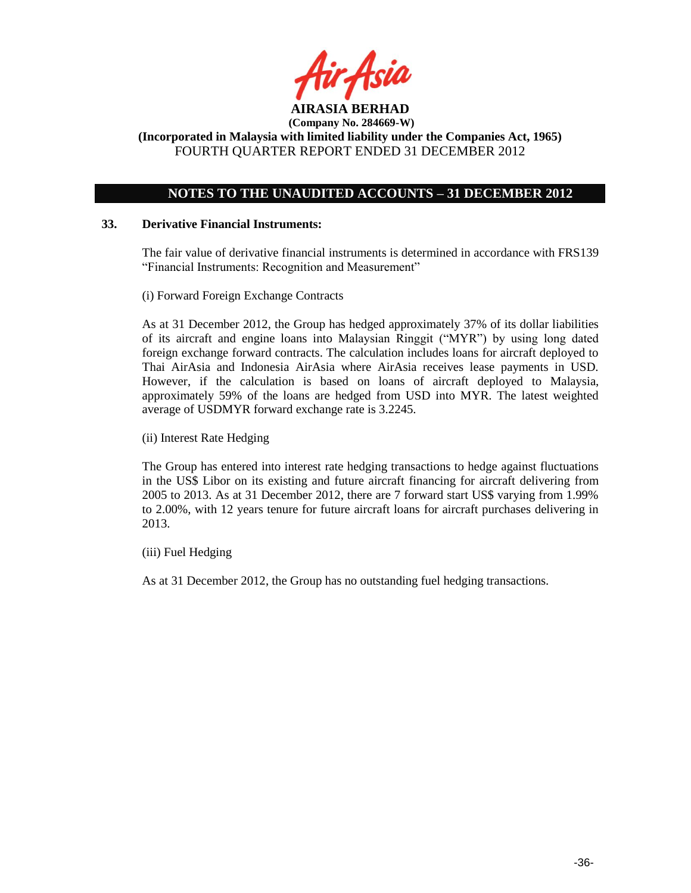**AIRASIA BERHAD**
**(Company No. 284669-W)**
**(Incorporated in Malaysia with limited liability under the Companies Act, 1965)**
FOURTH QUARTER REPORT ENDED 31 DECEMBER 2012

## NOTES TO THE UNAUDITED ACCOUNTS – 31 DECEMBER 2012

### 33. Derivative Financial Instruments:

The fair value of derivative financial instruments is determined in accordance with FRS139 "Financial Instruments: Recognition and Measurement"

(i) Forward Foreign Exchange Contracts

As at 31 December 2012, the Group has hedged approximately 37% of its dollar liabilities of its aircraft and engine loans into Malaysian Ringgit ("MYR") by using long dated foreign exchange forward contracts. The calculation includes loans for aircraft deployed to Thai AirAsia and Indonesia AirAsia where AirAsia receives lease payments in USD. However, if the calculation is based on loans of aircraft deployed to Malaysia, approximately 59% of the loans are hedged from USD into MYR. The latest weighted average of USDMYR forward exchange rate is 3.2245.

(ii) Interest Rate Hedging

The Group has entered into interest rate hedging transactions to hedge against fluctuations in the US$ Libor on its existing and future aircraft financing for aircraft delivering from 2005 to 2013. As at 31 December 2012, there are 7 forward start US$ varying from 1.99% to 2.00%, with 12 years tenure for future aircraft loans for aircraft purchases delivering in 2013.

(iii) Fuel Hedging

As at 31 December 2012, the Group has no outstanding fuel hedging transactions.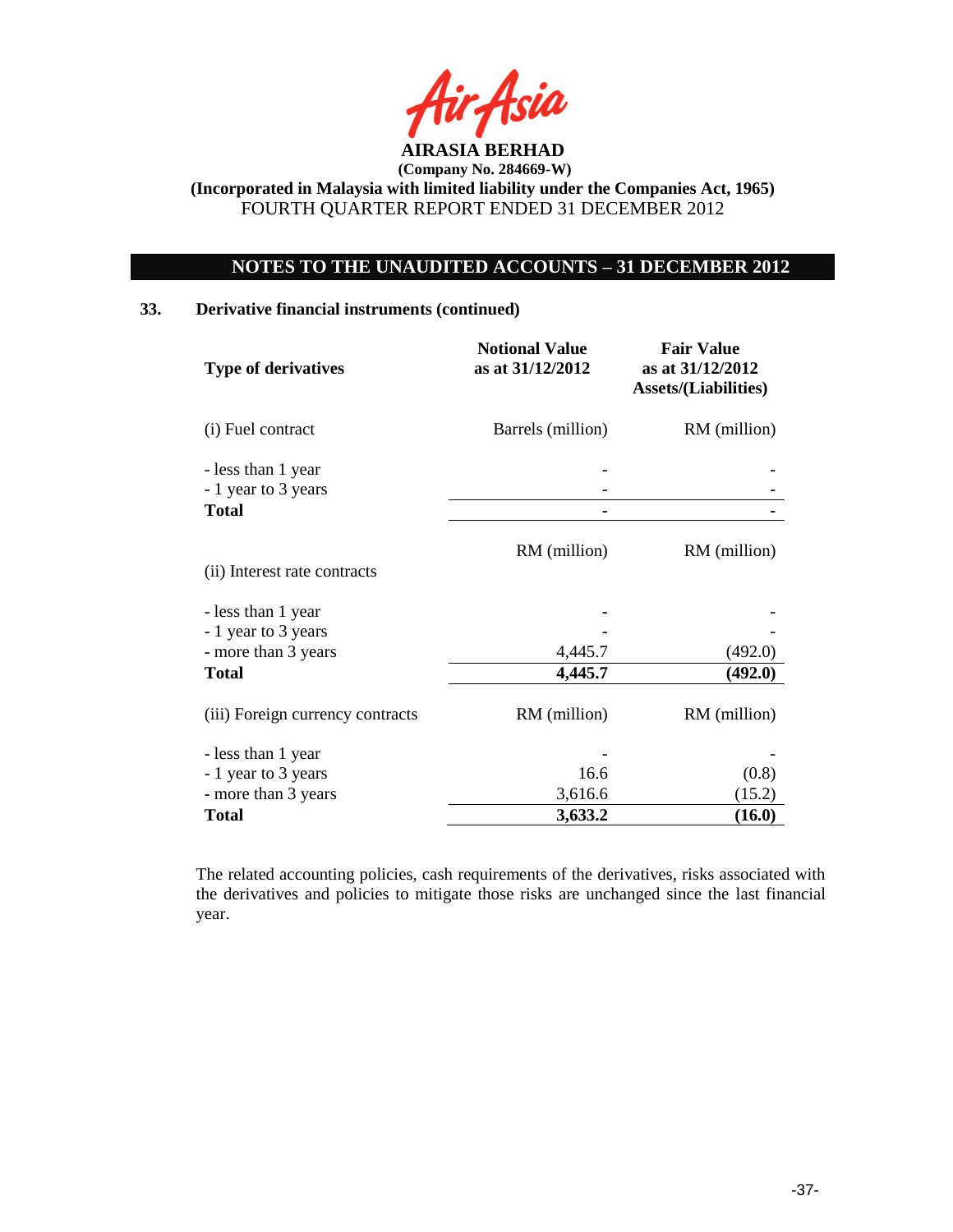**AIRASIA BERHAD**
**(Company No. 284669-W)**
**(Incorporated in Malaysia with limited liability under the Companies Act, 1965)**
FOURTH QUARTER REPORT ENDED 31 DECEMBER 2012

## NOTES TO THE UNAUDITED ACCOUNTS – 31 DECEMBER 2012

### 33. Derivative financial instruments (continued)

| Type of derivatives | Notional Value as at 31/12/2012 | Fair Value as at 31/12/2012 Assets/(Liabilities) |
|---|---|---|
| (i) Fuel contract | Barrels (million) | RM (million) |
| - less than 1 year | - | - |
| - 1 year to 3 years | - | - |
| **Total** | **-** | **-** |
| | RM (million) | RM (million) |
| (ii) Interest rate contracts | | |
| - less than 1 year | - | - |
| - 1 year to 3 years | - | - |
| - more than 3 years | 4,445.7 | (492.0) |
| **Total** | **4,445.7** | **(492.0)** |
| (iii) Foreign currency contracts | RM (million) | RM (million) |
| - less than 1 year | - | - |
| - 1 year to 3 years | 16.6 | (0.8) |
| - more than 3 years | 3,616.6 | (15.2) |
| **Total** | **3,633.2** | **(16.0)** |

The related accounting policies, cash requirements of the derivatives, risks associated with the derivatives and policies to mitigate those risks are unchanged since the last financial year.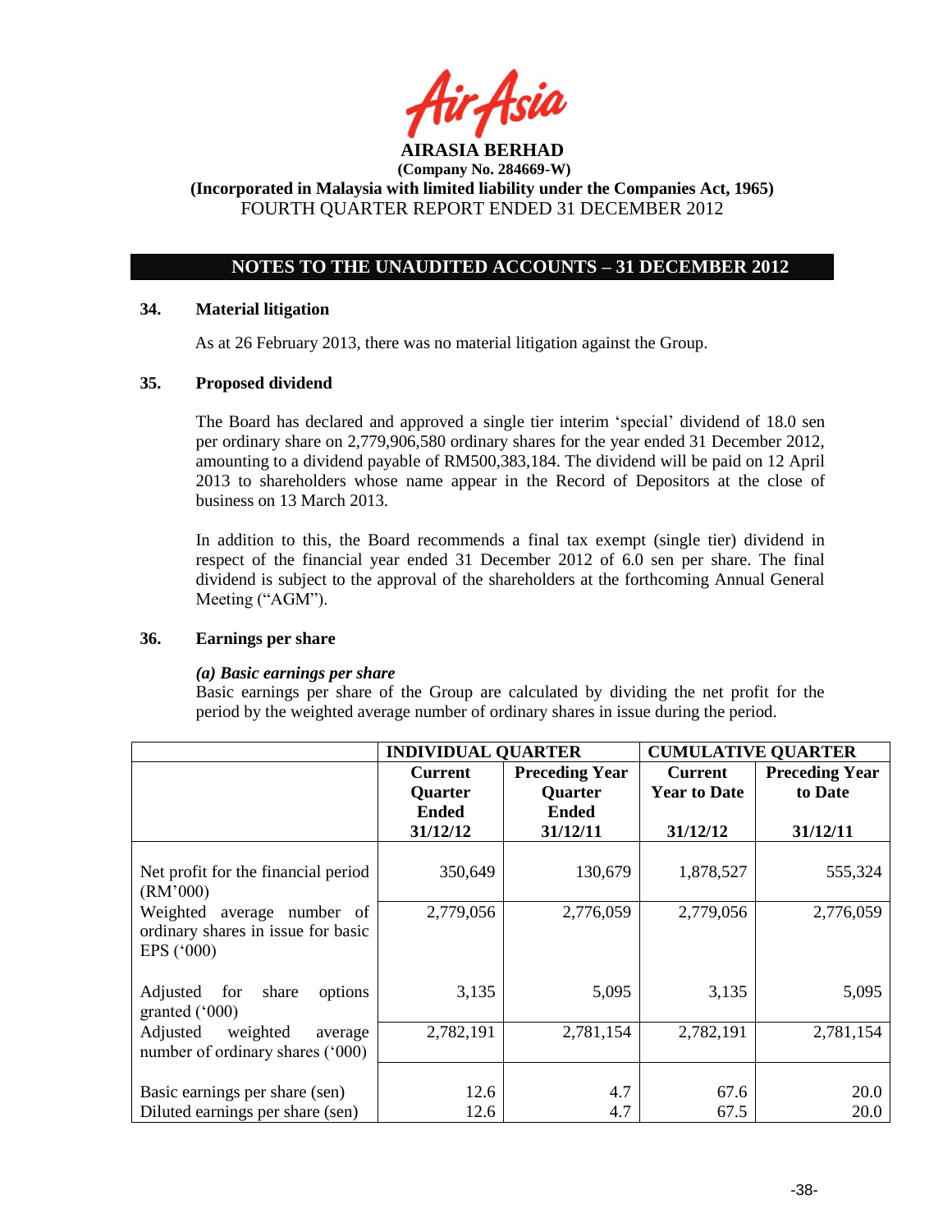**AIRASIA BERHAD**
**(Company No. 284669-W)**
**(Incorporated in Malaysia with limited liability under the Companies Act, 1965)**
FOURTH QUARTER REPORT ENDED 31 DECEMBER 2012

## NOTES TO THE UNAUDITED ACCOUNTS – 31 DECEMBER 2012

### 34. Material litigation

As at 26 February 2013, there was no material litigation against the Group.

### 35. Proposed dividend

The Board has declared and approved a single tier interim 'special' dividend of 18.0 sen per ordinary share on 2,779,906,580 ordinary shares for the year ended 31 December 2012, amounting to a dividend payable of RM500,383,184. The dividend will be paid on 12 April 2013 to shareholders whose name appear in the Record of Depositors at the close of business on 13 March 2013.

In addition to this, the Board recommends a final tax exempt (single tier) dividend in respect of the financial year ended 31 December 2012 of 6.0 sen per share. The final dividend is subject to the approval of the shareholders at the forthcoming Annual General Meeting ("AGM").

### 36. Earnings per share

***(a) Basic earnings per share***

Basic earnings per share of the Group are calculated by dividing the net profit for the period by the weighted average number of ordinary shares in issue during the period.

| | INDIVIDUAL QUARTER | | CUMULATIVE QUARTER | |
|---|---|---|---|---|
| | **Current Quarter Ended 31/12/12** | **Preceding Year Quarter Ended 31/12/11** | **Current Year to Date 31/12/12** | **Preceding Year to Date 31/12/11** |
| Net profit for the financial period (RM'000) | 350,649 | 130,679 | 1,878,527 | 555,324 |
| Weighted average number of ordinary shares in issue for basic EPS ('000) | 2,779,056 | 2,776,059 | 2,779,056 | 2,776,059 |
| Adjusted for share options granted ('000) | 3,135 | 5,095 | 3,135 | 5,095 |
| Adjusted weighted average number of ordinary shares ('000) | 2,782,191 | 2,781,154 | 2,782,191 | 2,781,154 |
| Basic earnings per share (sen) | 12.6 | 4.7 | 67.6 | 20.0 |
| Diluted earnings per share (sen) | 12.6 | 4.7 | 67.5 | 20.0 |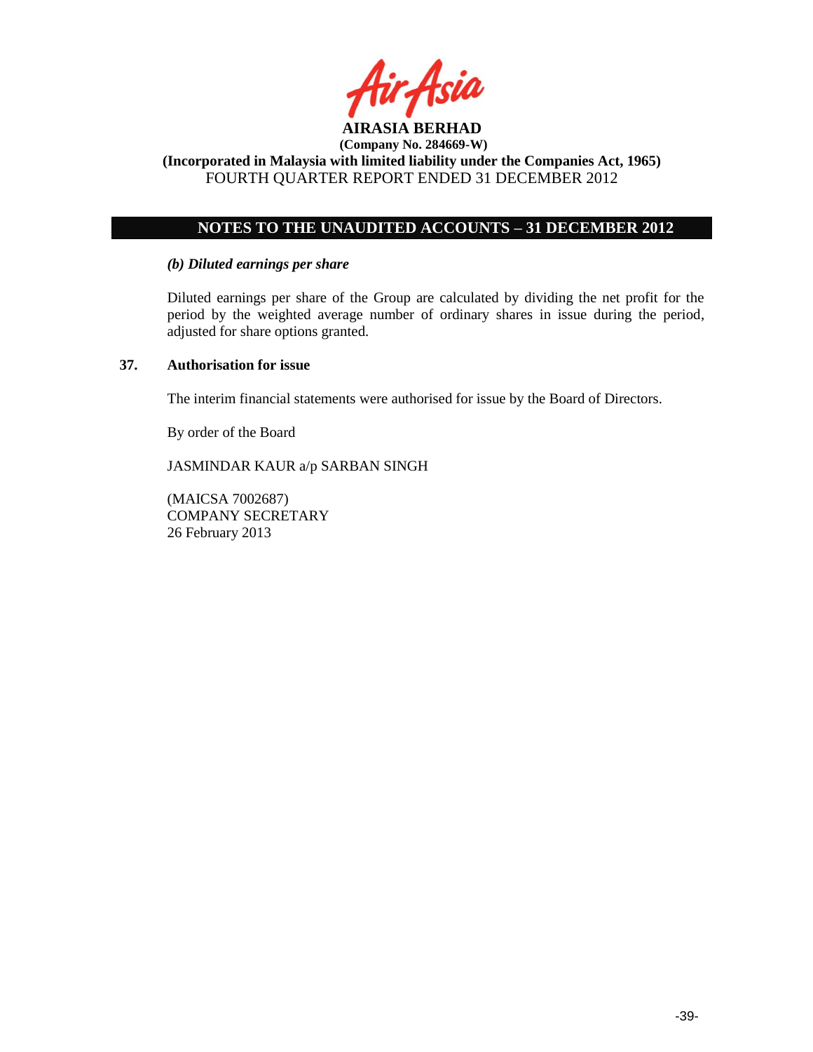## NOTES TO THE UNAUDITED ACCOUNTS – 31 DECEMBER 2012

*(b) Diluted earnings per share*

Diluted earnings per share of the Group are calculated by dividing the net profit for the period by the weighted average number of ordinary shares in issue during the period, adjusted for share options granted.

**37. Authorisation for issue**

The interim financial statements were authorised for issue by the Board of Directors.

By order of the Board

JASMINDAR KAUR a/p SARBAN SINGH

(MAICSA 7002687)
COMPANY SECRETARY
26 February 2013